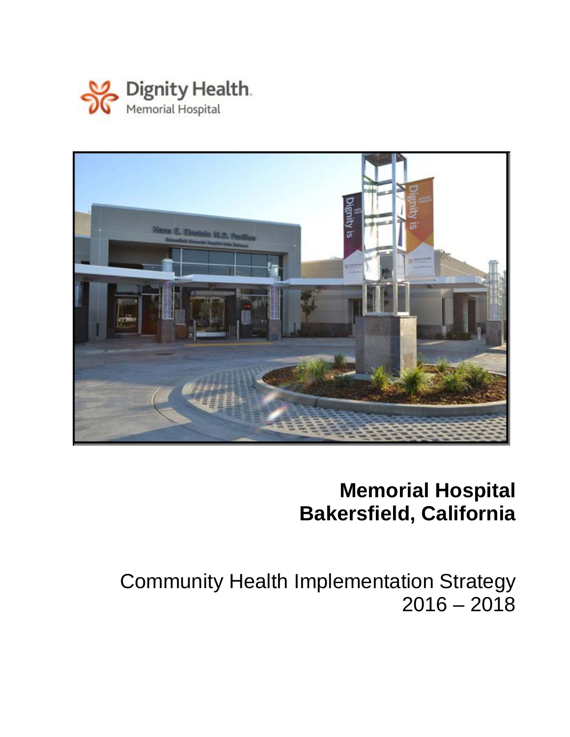Dignity Health.
Memorial Hospital

# Memorial Hospital
# Bakersfield, California

## Community Health Implementation Strategy 2016 – 2018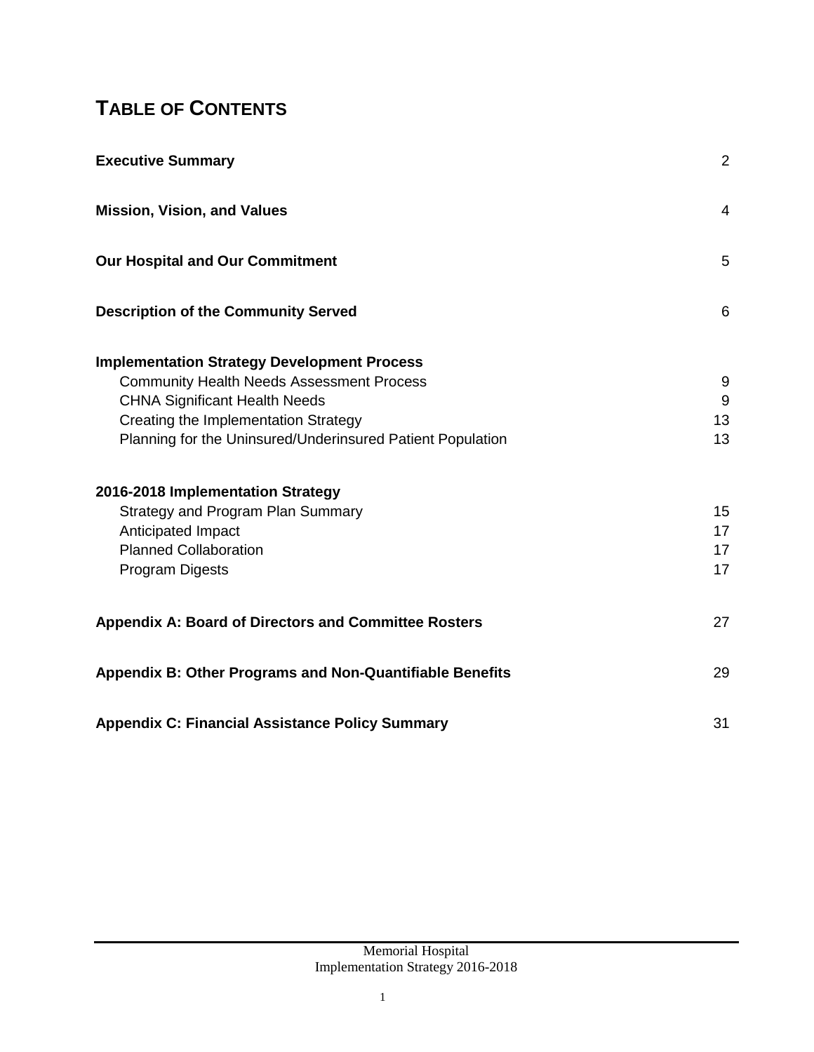# TABLE OF CONTENTS

| | |
|---|---|
| **Executive Summary** | 2 |
| **Mission, Vision, and Values** | 4 |
| **Our Hospital and Our Commitment** | 5 |
| **Description of the Community Served** | 6 |
| **Implementation Strategy Development Process** | |
| Community Health Needs Assessment Process | 9 |
| CHNA Significant Health Needs | 9 |
| Creating the Implementation Strategy | 13 |
| Planning for the Uninsured/Underinsured Patient Population | 13 |
| **2016-2018 Implementation Strategy** | |
| Strategy and Program Plan Summary | 15 |
| Anticipated Impact | 17 |
| Planned Collaboration | 17 |
| Program Digests | 17 |
| **Appendix A: Board of Directors and Committee Rosters** | 27 |
| **Appendix B: Other Programs and Non-Quantifiable Benefits** | 29 |
| **Appendix C: Financial Assistance Policy Summary** | 31 |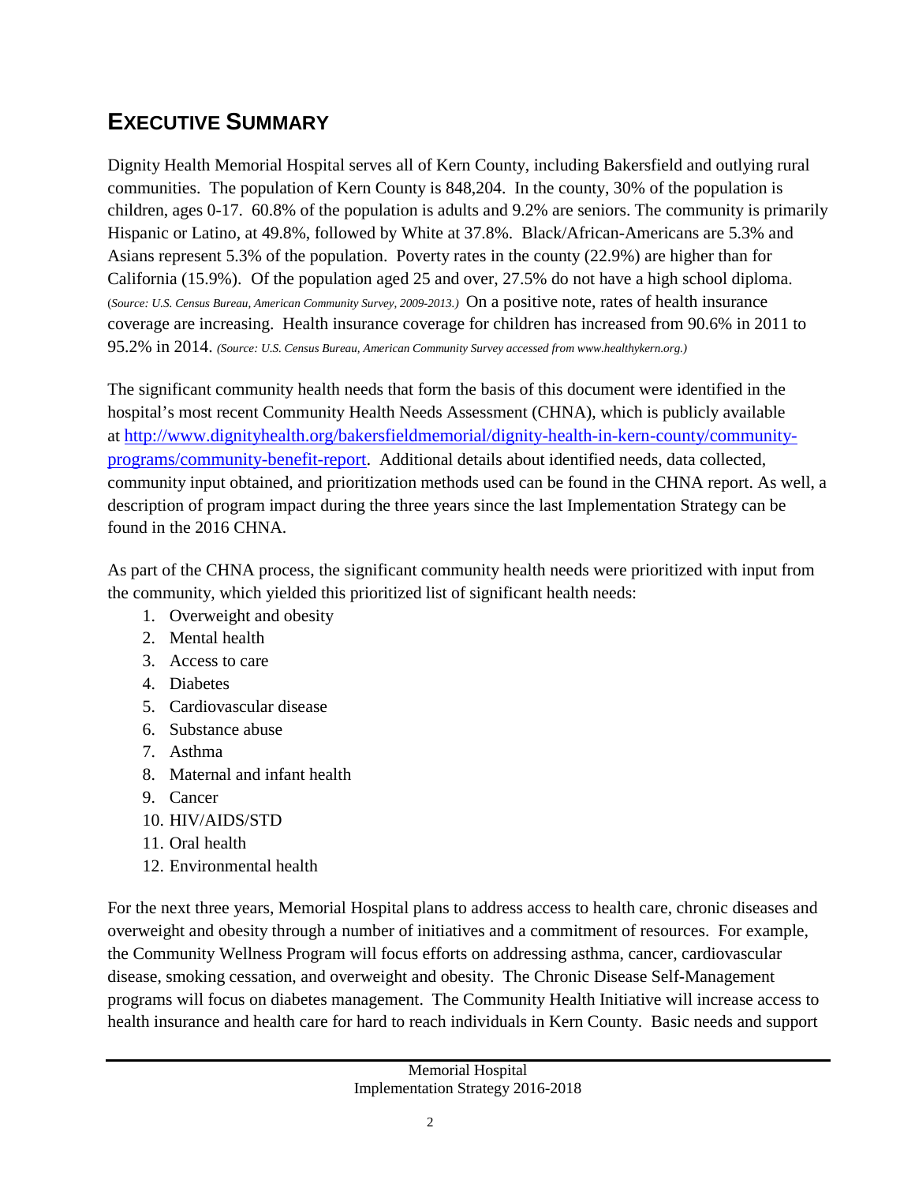# EXECUTIVE SUMMARY

Dignity Health Memorial Hospital serves all of Kern County, including Bakersfield and outlying rural communities. The population of Kern County is 848,204. In the county, 30% of the population is children, ages 0-17. 60.8% of the population is adults and 9.2% are seniors. The community is primarily Hispanic or Latino, at 49.8%, followed by White at 37.8%. Black/African-Americans are 5.3% and Asians represent 5.3% of the population. Poverty rates in the county (22.9%) are higher than for California (15.9%). Of the population aged 25 and over, 27.5% do not have a high school diploma. (*Source: U.S. Census Bureau, American Community Survey, 2009-2013.*) On a positive note, rates of health insurance coverage are increasing. Health insurance coverage for children has increased from 90.6% in 2011 to 95.2% in 2014. *(Source: U.S. Census Bureau, American Community Survey accessed from www.healthykern.org.)*

The significant community health needs that form the basis of this document were identified in the hospital's most recent Community Health Needs Assessment (CHNA), which is publicly available at [http://www.dignityhealth.org/bakersfieldmemorial/dignity-health-in-kern-county/community-programs/community-benefit-report](http://www.dignityhealth.org/bakersfieldmemorial/dignity-health-in-kern-county/community-programs/community-benefit-report). Additional details about identified needs, data collected, community input obtained, and prioritization methods used can be found in the CHNA report. As well, a description of program impact during the three years since the last Implementation Strategy can be found in the 2016 CHNA.

As part of the CHNA process, the significant community health needs were prioritized with input from the community, which yielded this prioritized list of significant health needs:

1. Overweight and obesity
2. Mental health
3. Access to care
4. Diabetes
5. Cardiovascular disease
6. Substance abuse
7. Asthma
8. Maternal and infant health
9. Cancer
10. HIV/AIDS/STD
11. Oral health
12. Environmental health

For the next three years, Memorial Hospital plans to address access to health care, chronic diseases and overweight and obesity through a number of initiatives and a commitment of resources. For example, the Community Wellness Program will focus efforts on addressing asthma, cancer, cardiovascular disease, smoking cessation, and overweight and obesity. The Chronic Disease Self-Management programs will focus on diabetes management. The Community Health Initiative will increase access to health insurance and health care for hard to reach individuals in Kern County. Basic needs and support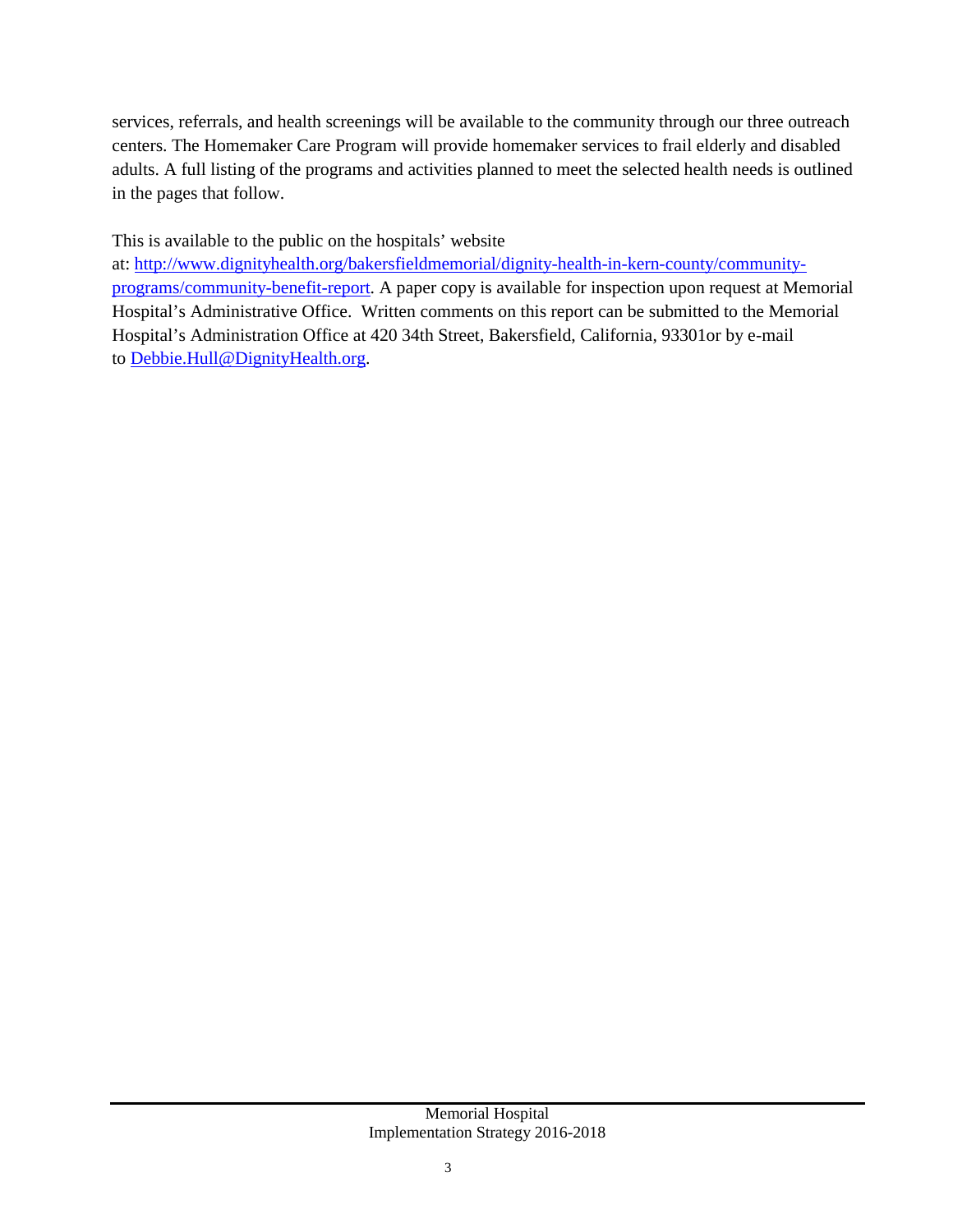services, referrals, and health screenings will be available to the community through our three outreach centers. The Homemaker Care Program will provide homemaker services to frail elderly and disabled adults. A full listing of the programs and activities planned to meet the selected health needs is outlined in the pages that follow.

This is available to the public on the hospitals' website at: [http://www.dignityhealth.org/bakersfieldmemorial/dignity-health-in-kern-county/community-programs/community-benefit-report](http://www.dignityhealth.org/bakersfieldmemorial/dignity-health-in-kern-county/community-programs/community-benefit-report). A paper copy is available for inspection upon request at Memorial Hospital's Administrative Office. Written comments on this report can be submitted to the Memorial Hospital's Administration Office at 420 34th Street, Bakersfield, California, 93301or by e-mail to [Debbie.Hull@DignityHealth.org](mailto:Debbie.Hull@DignityHealth.org).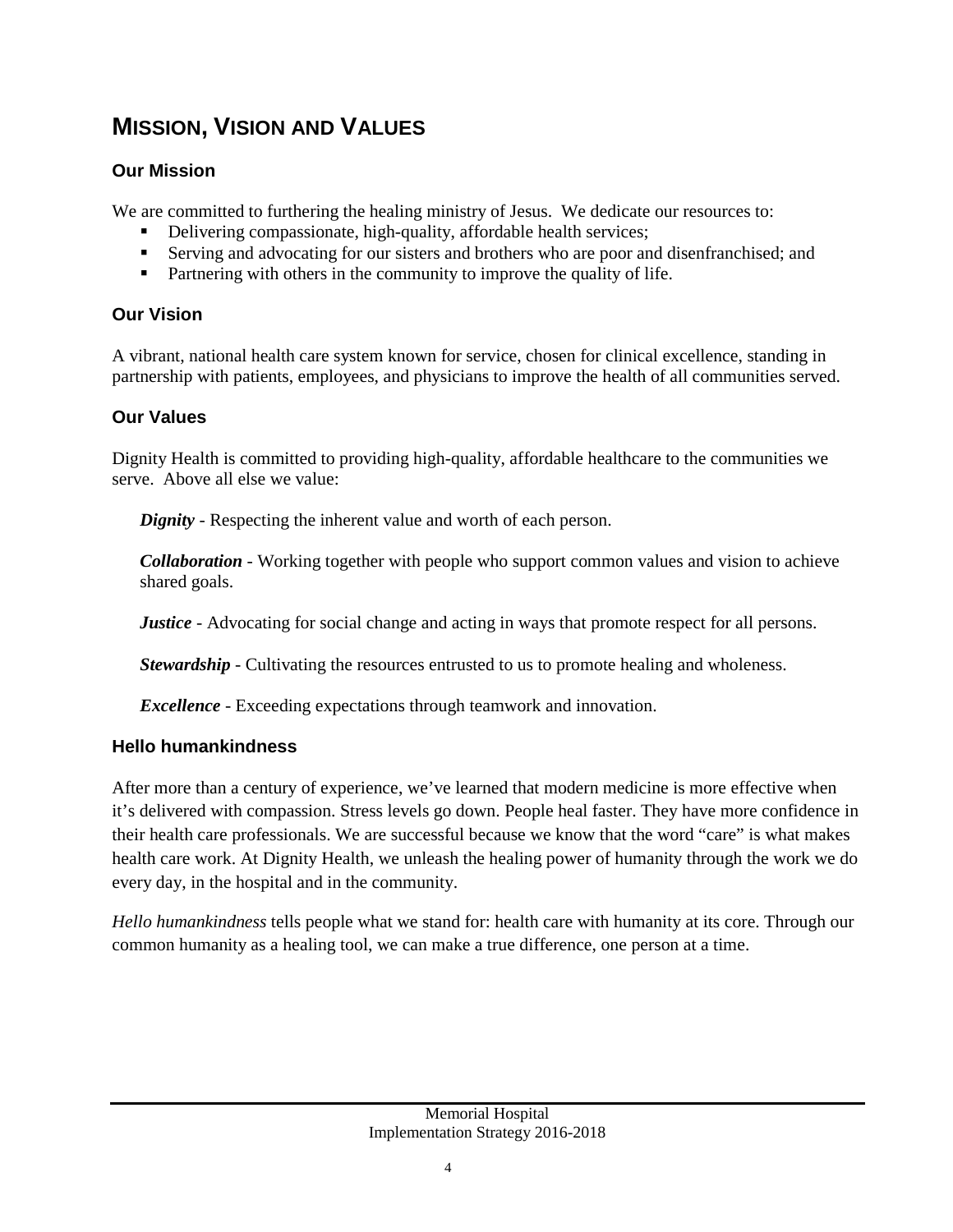# MISSION, VISION AND VALUES

## Our Mission

We are committed to furthering the healing ministry of Jesus. We dedicate our resources to:

- Delivering compassionate, high-quality, affordable health services;
- Serving and advocating for our sisters and brothers who are poor and disenfranchised; and
- Partnering with others in the community to improve the quality of life.

## Our Vision

A vibrant, national health care system known for service, chosen for clinical excellence, standing in partnership with patients, employees, and physicians to improve the health of all communities served.

## Our Values

Dignity Health is committed to providing high-quality, affordable healthcare to the communities we serve. Above all else we value:

***Dignity*** - Respecting the inherent value and worth of each person.

***Collaboration*** - Working together with people who support common values and vision to achieve shared goals.

***Justice*** - Advocating for social change and acting in ways that promote respect for all persons.

***Stewardship*** - Cultivating the resources entrusted to us to promote healing and wholeness.

***Excellence*** - Exceeding expectations through teamwork and innovation.

## Hello humankindness

After more than a century of experience, we've learned that modern medicine is more effective when it's delivered with compassion. Stress levels go down. People heal faster. They have more confidence in their health care professionals. We are successful because we know that the word "care" is what makes health care work. At Dignity Health, we unleash the healing power of humanity through the work we do every day, in the hospital and in the community.

*Hello humankindness* tells people what we stand for: health care with humanity at its core. Through our common humanity as a healing tool, we can make a true difference, one person at a time.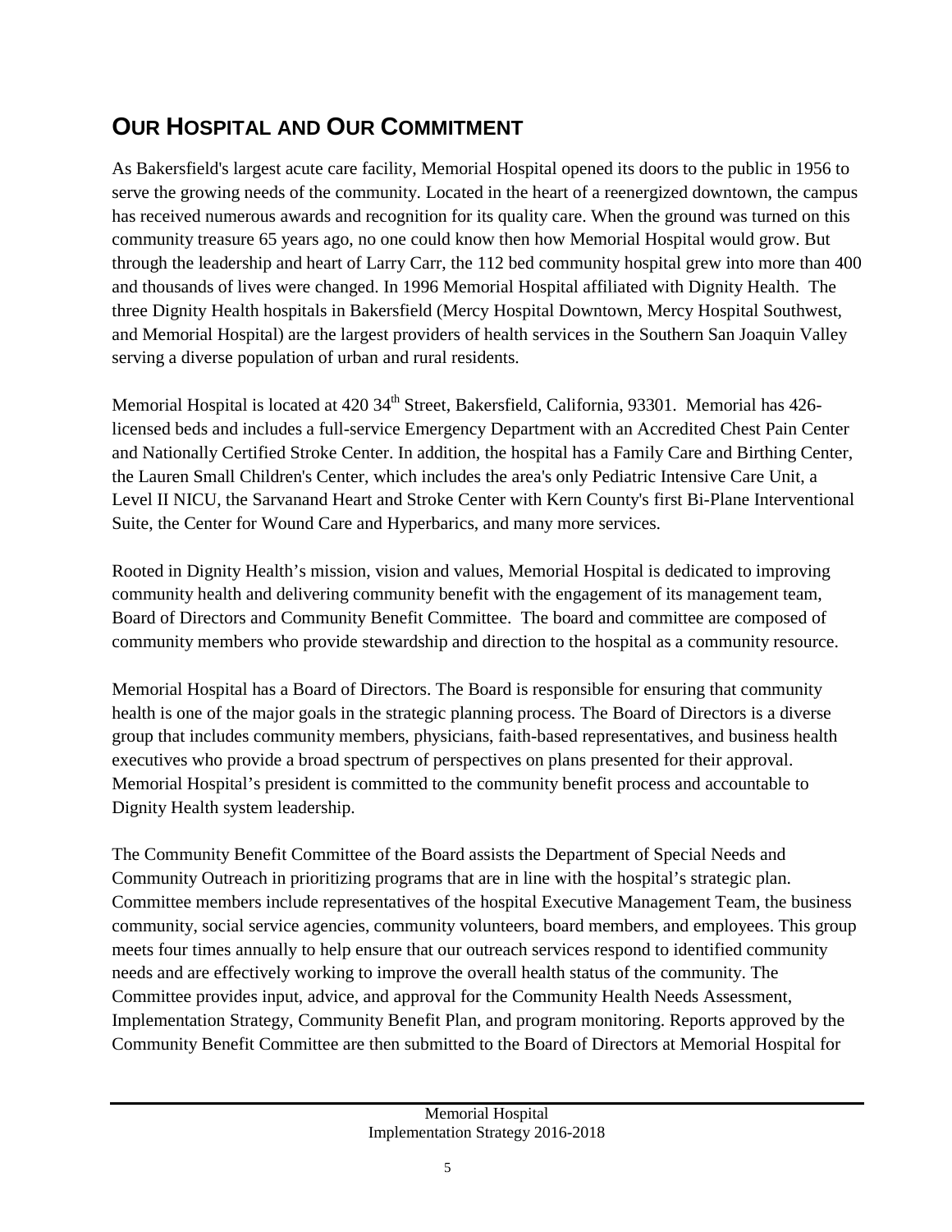## OUR HOSPITAL AND OUR COMMITMENT

As Bakersfield's largest acute care facility, Memorial Hospital opened its doors to the public in 1956 to serve the growing needs of the community. Located in the heart of a reenergized downtown, the campus has received numerous awards and recognition for its quality care. When the ground was turned on this community treasure 65 years ago, no one could know then how Memorial Hospital would grow. But through the leadership and heart of Larry Carr, the 112 bed community hospital grew into more than 400 and thousands of lives were changed. In 1996 Memorial Hospital affiliated with Dignity Health. The three Dignity Health hospitals in Bakersfield (Mercy Hospital Downtown, Mercy Hospital Southwest, and Memorial Hospital) are the largest providers of health services in the Southern San Joaquin Valley serving a diverse population of urban and rural residents.

Memorial Hospital is located at 420 34th Street, Bakersfield, California, 93301. Memorial has 426-licensed beds and includes a full-service Emergency Department with an Accredited Chest Pain Center and Nationally Certified Stroke Center. In addition, the hospital has a Family Care and Birthing Center, the Lauren Small Children's Center, which includes the area's only Pediatric Intensive Care Unit, a Level II NICU, the Sarvanand Heart and Stroke Center with Kern County's first Bi-Plane Interventional Suite, the Center for Wound Care and Hyperbarics, and many more services.

Rooted in Dignity Health's mission, vision and values, Memorial Hospital is dedicated to improving community health and delivering community benefit with the engagement of its management team, Board of Directors and Community Benefit Committee. The board and committee are composed of community members who provide stewardship and direction to the hospital as a community resource.

Memorial Hospital has a Board of Directors. The Board is responsible for ensuring that community health is one of the major goals in the strategic planning process. The Board of Directors is a diverse group that includes community members, physicians, faith-based representatives, and business health executives who provide a broad spectrum of perspectives on plans presented for their approval. Memorial Hospital's president is committed to the community benefit process and accountable to Dignity Health system leadership.

The Community Benefit Committee of the Board assists the Department of Special Needs and Community Outreach in prioritizing programs that are in line with the hospital's strategic plan. Committee members include representatives of the hospital Executive Management Team, the business community, social service agencies, community volunteers, board members, and employees. This group meets four times annually to help ensure that our outreach services respond to identified community needs and are effectively working to improve the overall health status of the community. The Committee provides input, advice, and approval for the Community Health Needs Assessment, Implementation Strategy, Community Benefit Plan, and program monitoring. Reports approved by the Community Benefit Committee are then submitted to the Board of Directors at Memorial Hospital for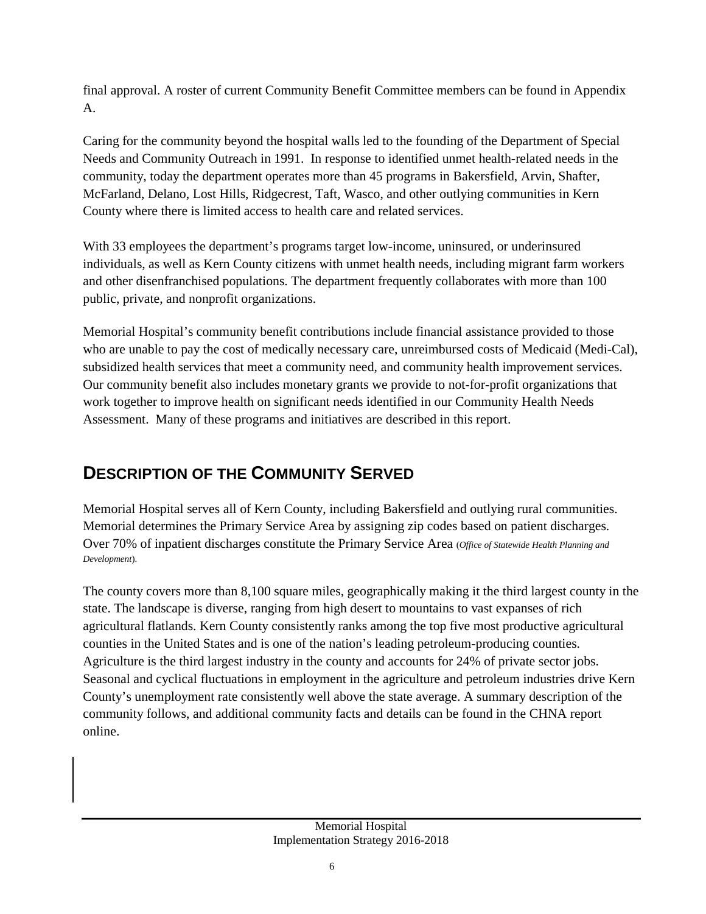final approval. A roster of current Community Benefit Committee members can be found in Appendix A.

Caring for the community beyond the hospital walls led to the founding of the Department of Special Needs and Community Outreach in 1991. In response to identified unmet health-related needs in the community, today the department operates more than 45 programs in Bakersfield, Arvin, Shafter, McFarland, Delano, Lost Hills, Ridgecrest, Taft, Wasco, and other outlying communities in Kern County where there is limited access to health care and related services.

With 33 employees the department's programs target low-income, uninsured, or underinsured individuals, as well as Kern County citizens with unmet health needs, including migrant farm workers and other disenfranchised populations. The department frequently collaborates with more than 100 public, private, and nonprofit organizations.

Memorial Hospital's community benefit contributions include financial assistance provided to those who are unable to pay the cost of medically necessary care, unreimbursed costs of Medicaid (Medi-Cal), subsidized health services that meet a community need, and community health improvement services. Our community benefit also includes monetary grants we provide to not-for-profit organizations that work together to improve health on significant needs identified in our Community Health Needs Assessment. Many of these programs and initiatives are described in this report.

## DESCRIPTION OF THE COMMUNITY SERVED

Memorial Hospital serves all of Kern County, including Bakersfield and outlying rural communities. Memorial determines the Primary Service Area by assigning zip codes based on patient discharges. Over 70% of inpatient discharges constitute the Primary Service Area (*Office of Statewide Health Planning and Development*).

The county covers more than 8,100 square miles, geographically making it the third largest county in the state. The landscape is diverse, ranging from high desert to mountains to vast expanses of rich agricultural flatlands. Kern County consistently ranks among the top five most productive agricultural counties in the United States and is one of the nation's leading petroleum-producing counties. Agriculture is the third largest industry in the county and accounts for 24% of private sector jobs. Seasonal and cyclical fluctuations in employment in the agriculture and petroleum industries drive Kern County's unemployment rate consistently well above the state average. A summary description of the community follows, and additional community facts and details can be found in the CHNA report online.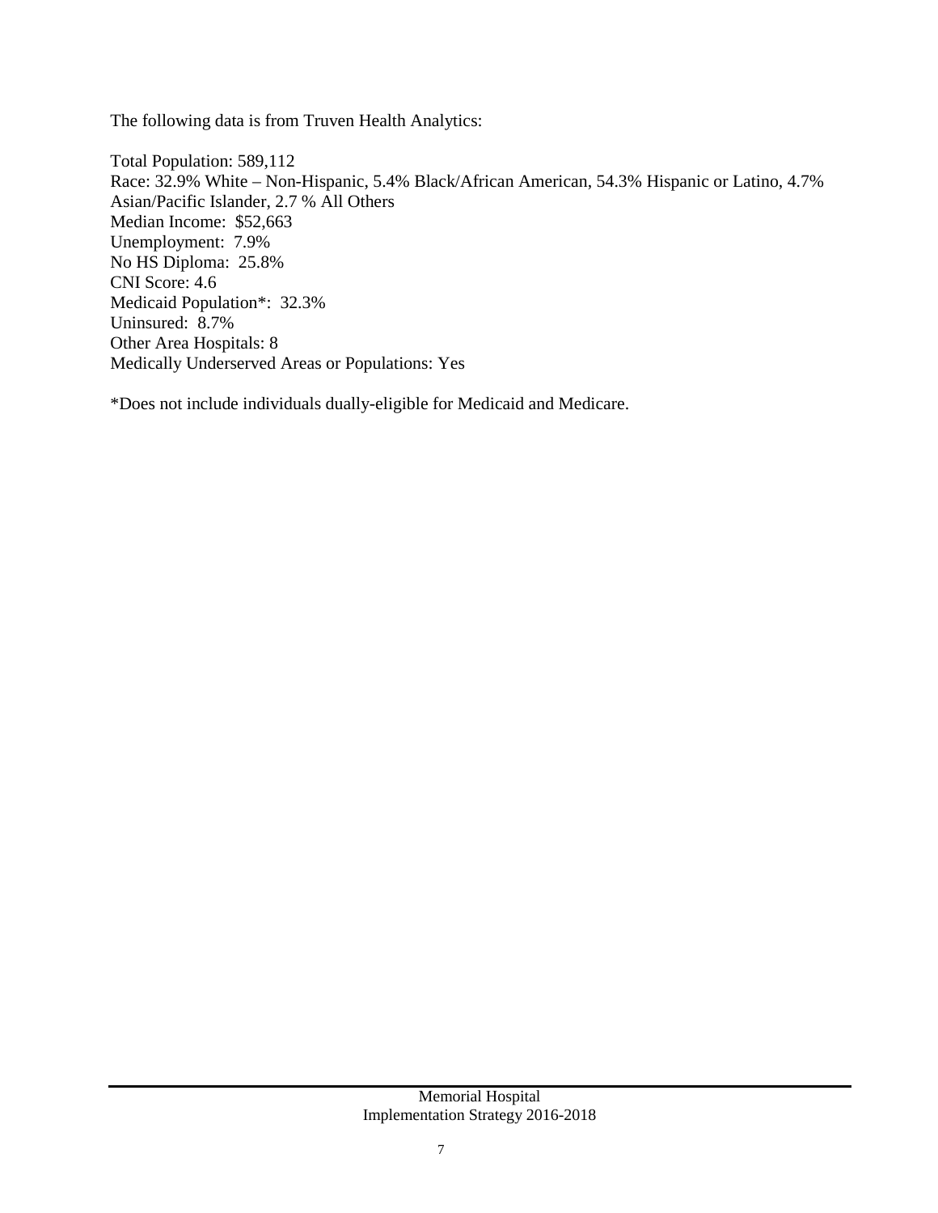The following data is from Truven Health Analytics:

Total Population: 589,112  
Race: 32.9% White – Non-Hispanic, 5.4% Black/African American, 54.3% Hispanic or Latino, 4.7% Asian/Pacific Islander, 2.7 % All Others  
Median Income: $52,663  
Unemployment: 7.9%  
No HS Diploma: 25.8%  
CNI Score: 4.6  
Medicaid Population*: 32.3%  
Uninsured: 8.7%  
Other Area Hospitals: 8  
Medically Underserved Areas or Populations: Yes

*Does not include individuals dually-eligible for Medicaid and Medicare.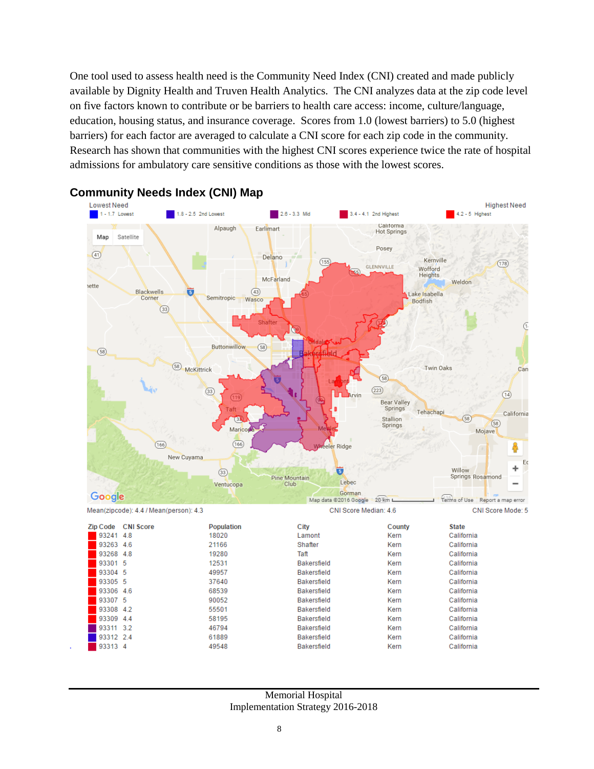One tool used to assess health need is the Community Need Index (CNI) created and made publicly available by Dignity Health and Truven Health Analytics. The CNI analyzes data at the zip code level on five factors known to contribute or be barriers to health care access: income, culture/language, education, housing status, and insurance coverage. Scores from 1.0 (lowest barriers) to 5.0 (highest barriers) for each factor are averaged to calculate a CNI score for each zip code in the community. Research has shown that communities with the highest CNI scores experience twice the rate of hospital admissions for ambulatory care sensitive conditions as those with the lowest scores.

## Community Needs Index (CNI) Map

Lowest Need — Highest Need

1 - 1.7 Lowest | 1.8 - 2.5 2nd Lowest | 2.6 - 3.3 Mid | 3.4 - 4.1 2nd Highest | 4.2 - 5 Highest

Mean(zipcode): 4.4 / Mean(person): 4.3 — CNI Score Median: 4.6 — CNI Score Mode: 5

| Zip Code | CNI Score | Population | City | County | State |
|---|---|---|---|---|---|
| 93241 | 4.8 | 18020 | Lamont | Kern | California |
| 93263 | 4.6 | 21166 | Shafter | Kern | California |
| 93268 | 4.8 | 19280 | Taft | Kern | California |
| 93301 | 5 | 12531 | Bakersfield | Kern | California |
| 93304 | 5 | 49957 | Bakersfield | Kern | California |
| 93305 | 5 | 37640 | Bakersfield | Kern | California |
| 93306 | 4.6 | 68539 | Bakersfield | Kern | California |
| 93307 | 5 | 90052 | Bakersfield | Kern | California |
| 93308 | 4.2 | 55501 | Bakersfield | Kern | California |
| 93309 | 4.4 | 58195 | Bakersfield | Kern | California |
| 93311 | 3.2 | 46794 | Bakersfield | Kern | California |
| 93312 | 2.4 | 61889 | Bakersfield | Kern | California |
| 93313 | 4 | 49548 | Bakersfield | Kern | California |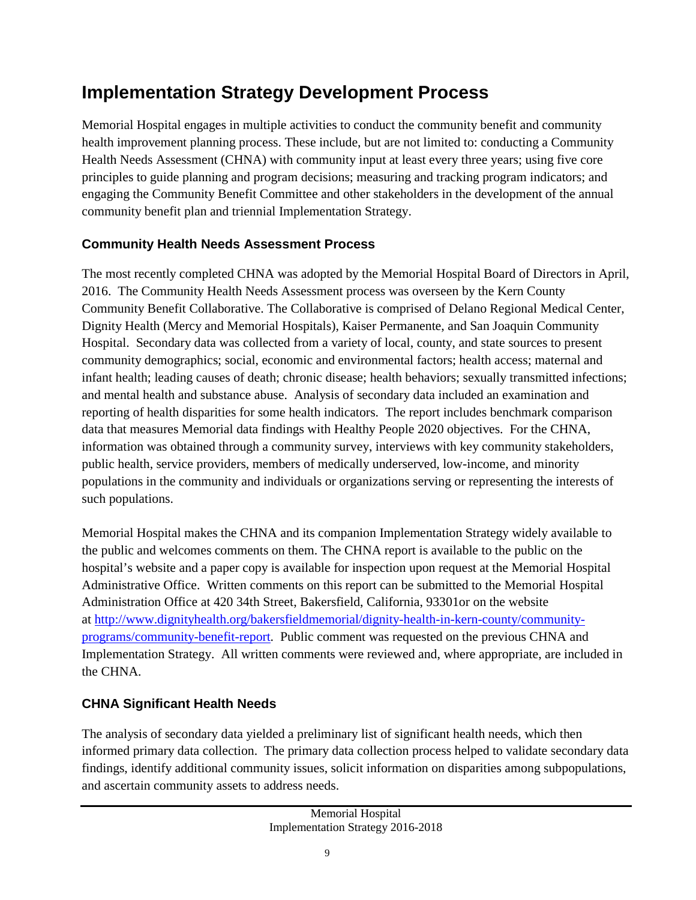# Implementation Strategy Development Process

Memorial Hospital engages in multiple activities to conduct the community benefit and community health improvement planning process. These include, but are not limited to: conducting a Community Health Needs Assessment (CHNA) with community input at least every three years; using five core principles to guide planning and program decisions; measuring and tracking program indicators; and engaging the Community Benefit Committee and other stakeholders in the development of the annual community benefit plan and triennial Implementation Strategy.

## Community Health Needs Assessment Process

The most recently completed CHNA was adopted by the Memorial Hospital Board of Directors in April, 2016. The Community Health Needs Assessment process was overseen by the Kern County Community Benefit Collaborative. The Collaborative is comprised of Delano Regional Medical Center, Dignity Health (Mercy and Memorial Hospitals), Kaiser Permanente, and San Joaquin Community Hospital. Secondary data was collected from a variety of local, county, and state sources to present community demographics; social, economic and environmental factors; health access; maternal and infant health; leading causes of death; chronic disease; health behaviors; sexually transmitted infections; and mental health and substance abuse. Analysis of secondary data included an examination and reporting of health disparities for some health indicators. The report includes benchmark comparison data that measures Memorial data findings with Healthy People 2020 objectives. For the CHNA, information was obtained through a community survey, interviews with key community stakeholders, public health, service providers, members of medically underserved, low-income, and minority populations in the community and individuals or organizations serving or representing the interests of such populations.

Memorial Hospital makes the CHNA and its companion Implementation Strategy widely available to the public and welcomes comments on them. The CHNA report is available to the public on the hospital's website and a paper copy is available for inspection upon request at the Memorial Hospital Administrative Office. Written comments on this report can be submitted to the Memorial Hospital Administration Office at 420 34th Street, Bakersfield, California, 93301or on the website at [http://www.dignityhealth.org/bakersfieldmemorial/dignity-health-in-kern-county/community-programs/community-benefit-report](http://www.dignityhealth.org/bakersfieldmemorial/dignity-health-in-kern-county/community-programs/community-benefit-report). Public comment was requested on the previous CHNA and Implementation Strategy. All written comments were reviewed and, where appropriate, are included in the CHNA.

## CHNA Significant Health Needs

The analysis of secondary data yielded a preliminary list of significant health needs, which then informed primary data collection. The primary data collection process helped to validate secondary data findings, identify additional community issues, solicit information on disparities among subpopulations, and ascertain community assets to address needs.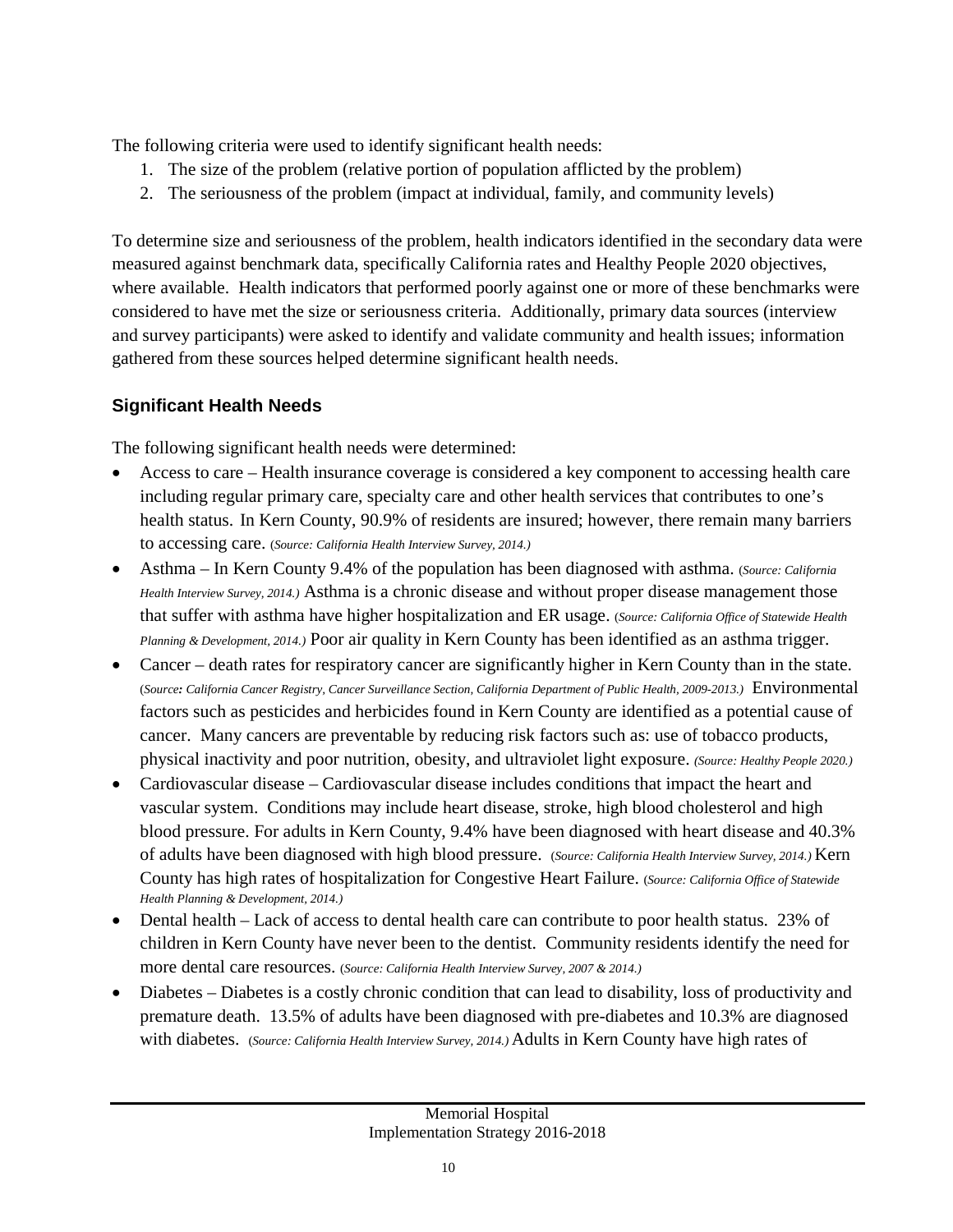The following criteria were used to identify significant health needs:

1. The size of the problem (relative portion of population afflicted by the problem)
2. The seriousness of the problem (impact at individual, family, and community levels)

To determine size and seriousness of the problem, health indicators identified in the secondary data were measured against benchmark data, specifically California rates and Healthy People 2020 objectives, where available. Health indicators that performed poorly against one or more of these benchmarks were considered to have met the size or seriousness criteria. Additionally, primary data sources (interview and survey participants) were asked to identify and validate community and health issues; information gathered from these sources helped determine significant health needs.

## Significant Health Needs

The following significant health needs were determined:

- Access to care – Health insurance coverage is considered a key component to accessing health care including regular primary care, specialty care and other health services that contributes to one's health status. In Kern County, 90.9% of residents are insured; however, there remain many barriers to accessing care. (*Source: California Health Interview Survey, 2014.)*
- Asthma – In Kern County 9.4% of the population has been diagnosed with asthma. (*Source: California Health Interview Survey, 2014.)* Asthma is a chronic disease and without proper disease management those that suffer with asthma have higher hospitalization and ER usage. (*Source: California Office of Statewide Health Planning & Development, 2014.)* Poor air quality in Kern County has been identified as an asthma trigger.
- Cancer – death rates for respiratory cancer are significantly higher in Kern County than in the state. (*Source: California Cancer Registry, Cancer Surveillance Section, California Department of Public Health, 2009-2013.)* Environmental factors such as pesticides and herbicides found in Kern County are identified as a potential cause of cancer. Many cancers are preventable by reducing risk factors such as: use of tobacco products, physical inactivity and poor nutrition, obesity, and ultraviolet light exposure. *(Source: Healthy People 2020.)*
- Cardiovascular disease – Cardiovascular disease includes conditions that impact the heart and vascular system. Conditions may include heart disease, stroke, high blood cholesterol and high blood pressure. For adults in Kern County, 9.4% have been diagnosed with heart disease and 40.3% of adults have been diagnosed with high blood pressure. (*Source: California Health Interview Survey, 2014.)* Kern County has high rates of hospitalization for Congestive Heart Failure. (*Source: California Office of Statewide Health Planning & Development, 2014.)*
- Dental health – Lack of access to dental health care can contribute to poor health status. 23% of children in Kern County have never been to the dentist. Community residents identify the need for more dental care resources. (*Source: California Health Interview Survey, 2007 & 2014.)*
- Diabetes – Diabetes is a costly chronic condition that can lead to disability, loss of productivity and premature death. 13.5% of adults have been diagnosed with pre-diabetes and 10.3% are diagnosed with diabetes. (*Source: California Health Interview Survey, 2014.)* Adults in Kern County have high rates of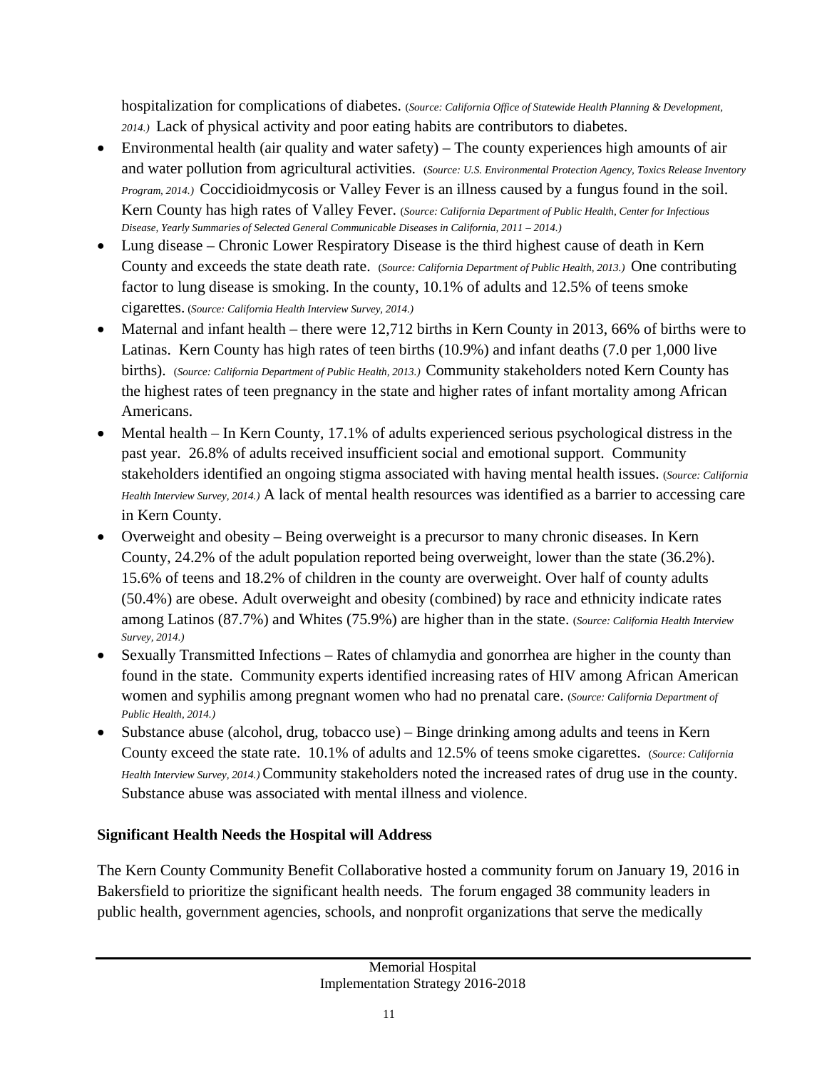hospitalization for complications of diabetes. (*Source: California Office of Statewide Health Planning & Development, 2014.)* Lack of physical activity and poor eating habits are contributors to diabetes.

- Environmental health (air quality and water safety) – The county experiences high amounts of air and water pollution from agricultural activities. (*Source: U.S. Environmental Protection Agency, Toxics Release Inventory Program, 2014.)* Coccidioidmycosis or Valley Fever is an illness caused by a fungus found in the soil. Kern County has high rates of Valley Fever. (*Source: California Department of Public Health, Center for Infectious Disease, Yearly Summaries of Selected General Communicable Diseases in California, 2011 – 2014.)*
- Lung disease – Chronic Lower Respiratory Disease is the third highest cause of death in Kern County and exceeds the state death rate. (*Source: California Department of Public Health, 2013.)* One contributing factor to lung disease is smoking. In the county, 10.1% of adults and 12.5% of teens smoke cigarettes. (*Source: California Health Interview Survey, 2014.)*
- Maternal and infant health – there were 12,712 births in Kern County in 2013, 66% of births were to Latinas. Kern County has high rates of teen births (10.9%) and infant deaths (7.0 per 1,000 live births). (*Source: California Department of Public Health, 2013.)* Community stakeholders noted Kern County has the highest rates of teen pregnancy in the state and higher rates of infant mortality among African Americans.
- Mental health – In Kern County, 17.1% of adults experienced serious psychological distress in the past year. 26.8% of adults received insufficient social and emotional support. Community stakeholders identified an ongoing stigma associated with having mental health issues. (*Source: California Health Interview Survey, 2014.)* A lack of mental health resources was identified as a barrier to accessing care in Kern County.
- Overweight and obesity – Being overweight is a precursor to many chronic diseases. In Kern County, 24.2% of the adult population reported being overweight, lower than the state (36.2%). 15.6% of teens and 18.2% of children in the county are overweight. Over half of county adults (50.4%) are obese. Adult overweight and obesity (combined) by race and ethnicity indicate rates among Latinos (87.7%) and Whites (75.9%) are higher than in the state. (*Source: California Health Interview Survey, 2014.)*
- Sexually Transmitted Infections – Rates of chlamydia and gonorrhea are higher in the county than found in the state. Community experts identified increasing rates of HIV among African American women and syphilis among pregnant women who had no prenatal care. (*Source: California Department of Public Health, 2014.)*
- Substance abuse (alcohol, drug, tobacco use) – Binge drinking among adults and teens in Kern County exceed the state rate. 10.1% of adults and 12.5% of teens smoke cigarettes. (*Source: California Health Interview Survey, 2014.)* Community stakeholders noted the increased rates of drug use in the county. Substance abuse was associated with mental illness and violence.

**Significant Health Needs the Hospital will Address**

The Kern County Community Benefit Collaborative hosted a community forum on January 19, 2016 in Bakersfield to prioritize the significant health needs. The forum engaged 38 community leaders in public health, government agencies, schools, and nonprofit organizations that serve the medically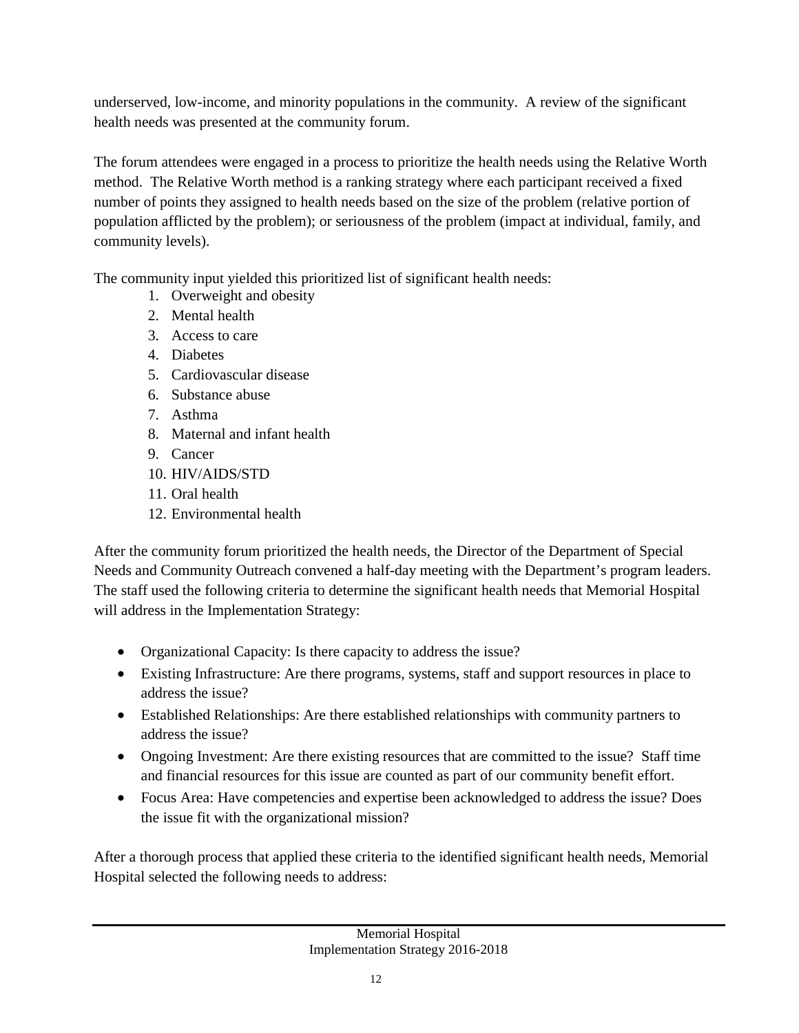underserved, low-income, and minority populations in the community. A review of the significant health needs was presented at the community forum.

The forum attendees were engaged in a process to prioritize the health needs using the Relative Worth method. The Relative Worth method is a ranking strategy where each participant received a fixed number of points they assigned to health needs based on the size of the problem (relative portion of population afflicted by the problem); or seriousness of the problem (impact at individual, family, and community levels).

The community input yielded this prioritized list of significant health needs:

1. Overweight and obesity
2. Mental health
3. Access to care
4. Diabetes
5. Cardiovascular disease
6. Substance abuse
7. Asthma
8. Maternal and infant health
9. Cancer
10. HIV/AIDS/STD
11. Oral health
12. Environmental health

After the community forum prioritized the health needs, the Director of the Department of Special Needs and Community Outreach convened a half-day meeting with the Department's program leaders. The staff used the following criteria to determine the significant health needs that Memorial Hospital will address in the Implementation Strategy:

- Organizational Capacity: Is there capacity to address the issue?
- Existing Infrastructure: Are there programs, systems, staff and support resources in place to address the issue?
- Established Relationships: Are there established relationships with community partners to address the issue?
- Ongoing Investment: Are there existing resources that are committed to the issue? Staff time and financial resources for this issue are counted as part of our community benefit effort.
- Focus Area: Have competencies and expertise been acknowledged to address the issue? Does the issue fit with the organizational mission?

After a thorough process that applied these criteria to the identified significant health needs, Memorial Hospital selected the following needs to address: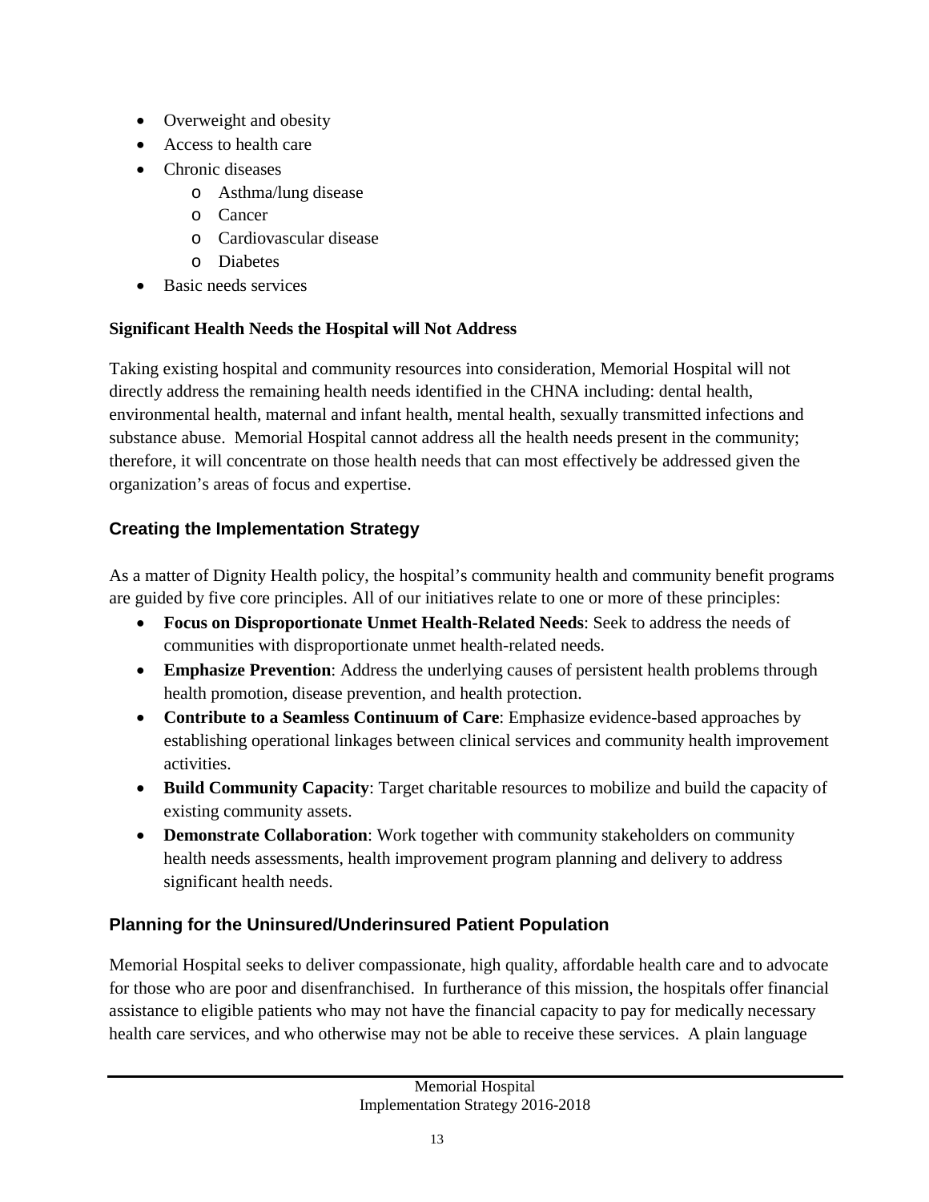- Overweight and obesity
- Access to health care
- Chronic diseases
  - Asthma/lung disease
  - Cancer
  - Cardiovascular disease
  - Diabetes
- Basic needs services

**Significant Health Needs the Hospital will Not Address**

Taking existing hospital and community resources into consideration, Memorial Hospital will not directly address the remaining health needs identified in the CHNA including: dental health, environmental health, maternal and infant health, mental health, sexually transmitted infections and substance abuse. Memorial Hospital cannot address all the health needs present in the community; therefore, it will concentrate on those health needs that can most effectively be addressed given the organization's areas of focus and expertise.

## Creating the Implementation Strategy

As a matter of Dignity Health policy, the hospital's community health and community benefit programs are guided by five core principles. All of our initiatives relate to one or more of these principles:

- **Focus on Disproportionate Unmet Health-Related Needs**: Seek to address the needs of communities with disproportionate unmet health-related needs.
- **Emphasize Prevention**: Address the underlying causes of persistent health problems through health promotion, disease prevention, and health protection.
- **Contribute to a Seamless Continuum of Care**: Emphasize evidence-based approaches by establishing operational linkages between clinical services and community health improvement activities.
- **Build Community Capacity**: Target charitable resources to mobilize and build the capacity of existing community assets.
- **Demonstrate Collaboration**: Work together with community stakeholders on community health needs assessments, health improvement program planning and delivery to address significant health needs.

## Planning for the Uninsured/Underinsured Patient Population

Memorial Hospital seeks to deliver compassionate, high quality, affordable health care and to advocate for those who are poor and disenfranchised. In furtherance of this mission, the hospitals offer financial assistance to eligible patients who may not have the financial capacity to pay for medically necessary health care services, and who otherwise may not be able to receive these services. A plain language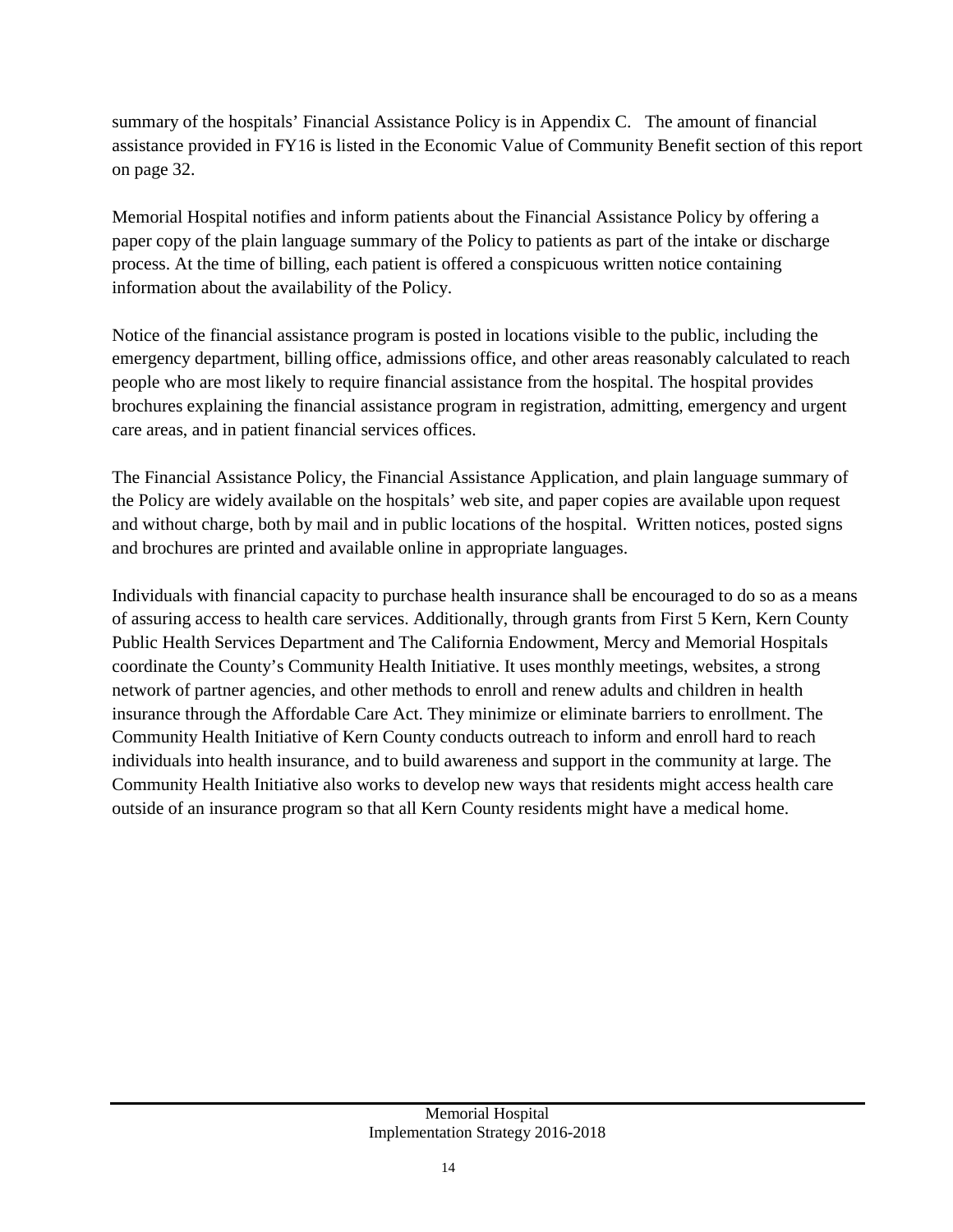summary of the hospitals' Financial Assistance Policy is in Appendix C. The amount of financial assistance provided in FY16 is listed in the Economic Value of Community Benefit section of this report on page 32.

Memorial Hospital notifies and inform patients about the Financial Assistance Policy by offering a paper copy of the plain language summary of the Policy to patients as part of the intake or discharge process. At the time of billing, each patient is offered a conspicuous written notice containing information about the availability of the Policy.

Notice of the financial assistance program is posted in locations visible to the public, including the emergency department, billing office, admissions office, and other areas reasonably calculated to reach people who are most likely to require financial assistance from the hospital. The hospital provides brochures explaining the financial assistance program in registration, admitting, emergency and urgent care areas, and in patient financial services offices.

The Financial Assistance Policy, the Financial Assistance Application, and plain language summary of the Policy are widely available on the hospitals' web site, and paper copies are available upon request and without charge, both by mail and in public locations of the hospital. Written notices, posted signs and brochures are printed and available online in appropriate languages.

Individuals with financial capacity to purchase health insurance shall be encouraged to do so as a means of assuring access to health care services. Additionally, through grants from First 5 Kern, Kern County Public Health Services Department and The California Endowment, Mercy and Memorial Hospitals coordinate the County's Community Health Initiative. It uses monthly meetings, websites, a strong network of partner agencies, and other methods to enroll and renew adults and children in health insurance through the Affordable Care Act. They minimize or eliminate barriers to enrollment. The Community Health Initiative of Kern County conducts outreach to inform and enroll hard to reach individuals into health insurance, and to build awareness and support in the community at large. The Community Health Initiative also works to develop new ways that residents might access health care outside of an insurance program so that all Kern County residents might have a medical home.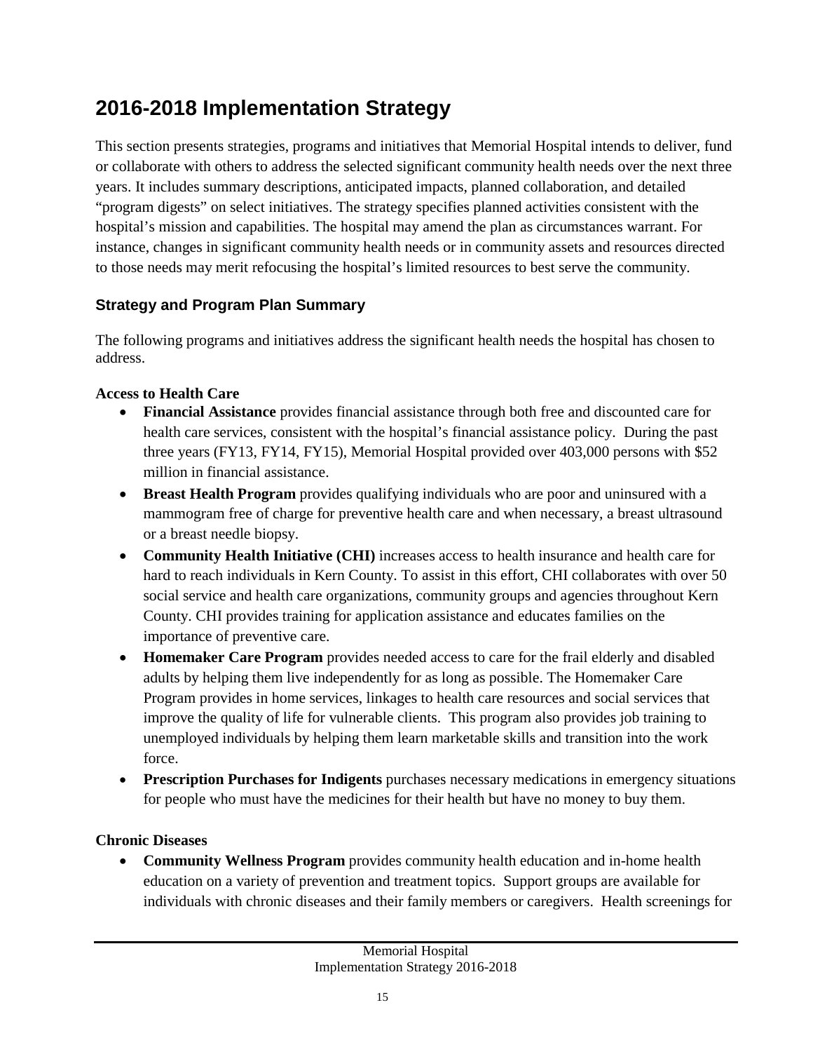# 2016-2018 Implementation Strategy

This section presents strategies, programs and initiatives that Memorial Hospital intends to deliver, fund or collaborate with others to address the selected significant community health needs over the next three years. It includes summary descriptions, anticipated impacts, planned collaboration, and detailed "program digests" on select initiatives. The strategy specifies planned activities consistent with the hospital's mission and capabilities. The hospital may amend the plan as circumstances warrant. For instance, changes in significant community health needs or in community assets and resources directed to those needs may merit refocusing the hospital's limited resources to best serve the community.

## Strategy and Program Plan Summary

The following programs and initiatives address the significant health needs the hospital has chosen to address.

**Access to Health Care**

- **Financial Assistance** provides financial assistance through both free and discounted care for health care services, consistent with the hospital's financial assistance policy. During the past three years (FY13, FY14, FY15), Memorial Hospital provided over 403,000 persons with $52 million in financial assistance.
- **Breast Health Program** provides qualifying individuals who are poor and uninsured with a mammogram free of charge for preventive health care and when necessary, a breast ultrasound or a breast needle biopsy.
- **Community Health Initiative (CHI)** increases access to health insurance and health care for hard to reach individuals in Kern County. To assist in this effort, CHI collaborates with over 50 social service and health care organizations, community groups and agencies throughout Kern County. CHI provides training for application assistance and educates families on the importance of preventive care.
- **Homemaker Care Program** provides needed access to care for the frail elderly and disabled adults by helping them live independently for as long as possible. The Homemaker Care Program provides in home services, linkages to health care resources and social services that improve the quality of life for vulnerable clients. This program also provides job training to unemployed individuals by helping them learn marketable skills and transition into the work force.
- **Prescription Purchases for Indigents** purchases necessary medications in emergency situations for people who must have the medicines for their health but have no money to buy them.

**Chronic Diseases**

- **Community Wellness Program** provides community health education and in-home health education on a variety of prevention and treatment topics. Support groups are available for individuals with chronic diseases and their family members or caregivers. Health screenings for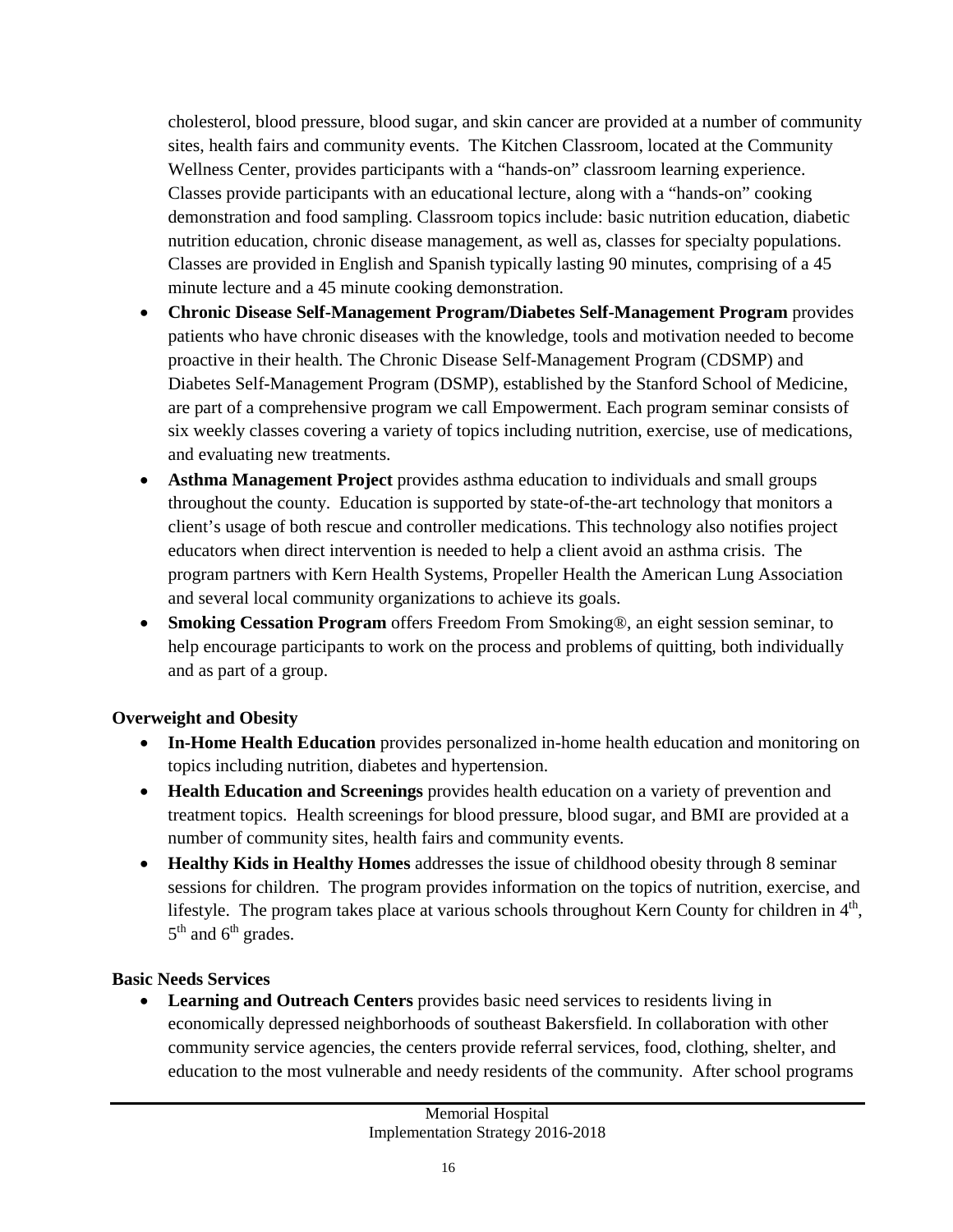cholesterol, blood pressure, blood sugar, and skin cancer are provided at a number of community sites, health fairs and community events. The Kitchen Classroom, located at the Community Wellness Center, provides participants with a "hands-on" classroom learning experience. Classes provide participants with an educational lecture, along with a "hands-on" cooking demonstration and food sampling. Classroom topics include: basic nutrition education, diabetic nutrition education, chronic disease management, as well as, classes for specialty populations. Classes are provided in English and Spanish typically lasting 90 minutes, comprising of a 45 minute lecture and a 45 minute cooking demonstration.

- **Chronic Disease Self-Management Program/Diabetes Self-Management Program** provides patients who have chronic diseases with the knowledge, tools and motivation needed to become proactive in their health. The Chronic Disease Self-Management Program (CDSMP) and Diabetes Self-Management Program (DSMP), established by the Stanford School of Medicine, are part of a comprehensive program we call Empowerment. Each program seminar consists of six weekly classes covering a variety of topics including nutrition, exercise, use of medications, and evaluating new treatments.
- **Asthma Management Project** provides asthma education to individuals and small groups throughout the county. Education is supported by state-of-the-art technology that monitors a client's usage of both rescue and controller medications. This technology also notifies project educators when direct intervention is needed to help a client avoid an asthma crisis. The program partners with Kern Health Systems, Propeller Health the American Lung Association and several local community organizations to achieve its goals.
- **Smoking Cessation Program** offers Freedom From Smoking®, an eight session seminar, to help encourage participants to work on the process and problems of quitting, both individually and as part of a group.

**Overweight and Obesity**

- **In-Home Health Education** provides personalized in-home health education and monitoring on topics including nutrition, diabetes and hypertension.
- **Health Education and Screenings** provides health education on a variety of prevention and treatment topics. Health screenings for blood pressure, blood sugar, and BMI are provided at a number of community sites, health fairs and community events.
- **Healthy Kids in Healthy Homes** addresses the issue of childhood obesity through 8 seminar sessions for children. The program provides information on the topics of nutrition, exercise, and lifestyle. The program takes place at various schools throughout Kern County for children in 4th, 5th and 6th grades.

**Basic Needs Services**

- **Learning and Outreach Centers** provides basic need services to residents living in economically depressed neighborhoods of southeast Bakersfield. In collaboration with other community service agencies, the centers provide referral services, food, clothing, shelter, and education to the most vulnerable and needy residents of the community. After school programs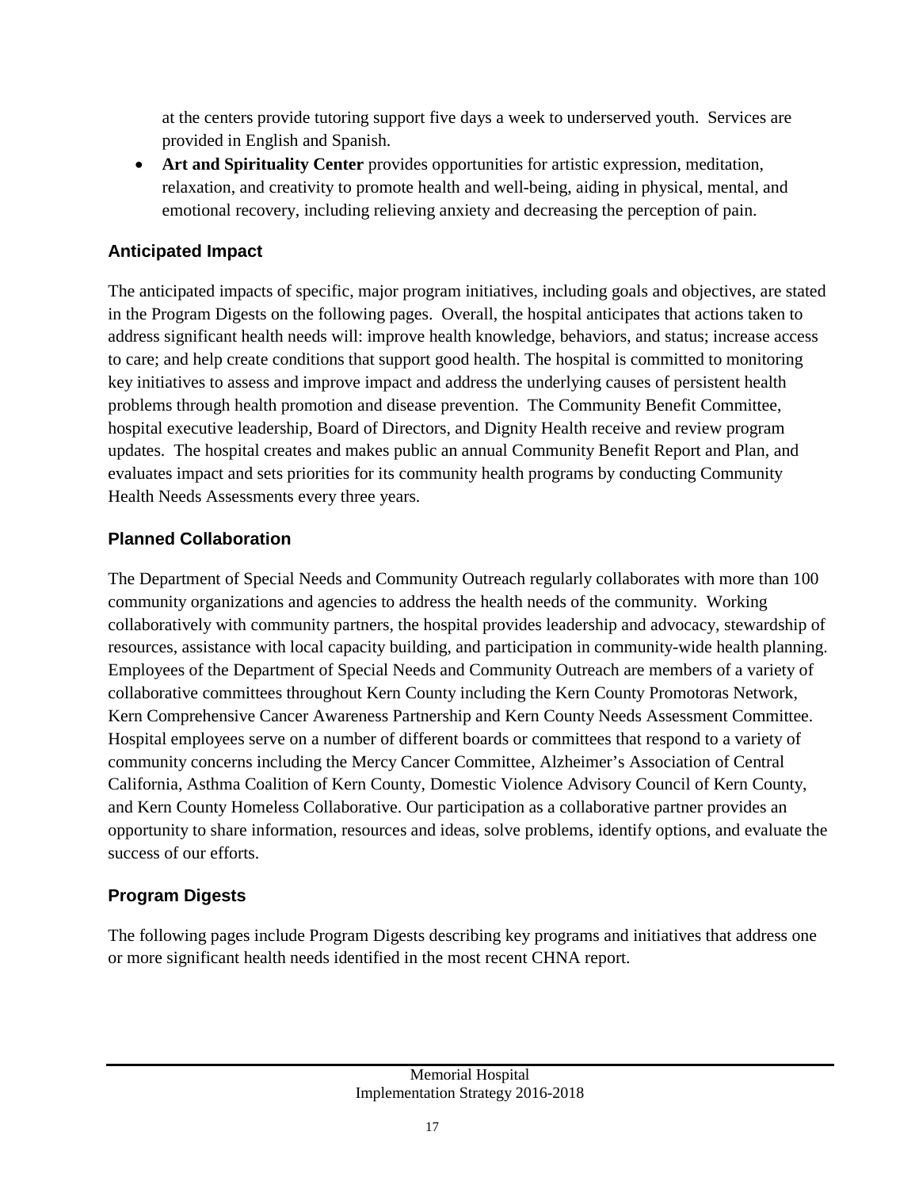at the centers provide tutoring support five days a week to underserved youth. Services are provided in English and Spanish.

- **Art and Spirituality Center** provides opportunities for artistic expression, meditation, relaxation, and creativity to promote health and well-being, aiding in physical, mental, and emotional recovery, including relieving anxiety and decreasing the perception of pain.

## Anticipated Impact

The anticipated impacts of specific, major program initiatives, including goals and objectives, are stated in the Program Digests on the following pages. Overall, the hospital anticipates that actions taken to address significant health needs will: improve health knowledge, behaviors, and status; increase access to care; and help create conditions that support good health. The hospital is committed to monitoring key initiatives to assess and improve impact and address the underlying causes of persistent health problems through health promotion and disease prevention. The Community Benefit Committee, hospital executive leadership, Board of Directors, and Dignity Health receive and review program updates. The hospital creates and makes public an annual Community Benefit Report and Plan, and evaluates impact and sets priorities for its community health programs by conducting Community Health Needs Assessments every three years.

## Planned Collaboration

The Department of Special Needs and Community Outreach regularly collaborates with more than 100 community organizations and agencies to address the health needs of the community. Working collaboratively with community partners, the hospital provides leadership and advocacy, stewardship of resources, assistance with local capacity building, and participation in community-wide health planning. Employees of the Department of Special Needs and Community Outreach are members of a variety of collaborative committees throughout Kern County including the Kern County Promotoras Network, Kern Comprehensive Cancer Awareness Partnership and Kern County Needs Assessment Committee. Hospital employees serve on a number of different boards or committees that respond to a variety of community concerns including the Mercy Cancer Committee, Alzheimer's Association of Central California, Asthma Coalition of Kern County, Domestic Violence Advisory Council of Kern County, and Kern County Homeless Collaborative. Our participation as a collaborative partner provides an opportunity to share information, resources and ideas, solve problems, identify options, and evaluate the success of our efforts.

## Program Digests

The following pages include Program Digests describing key programs and initiatives that address one or more significant health needs identified in the most recent CHNA report.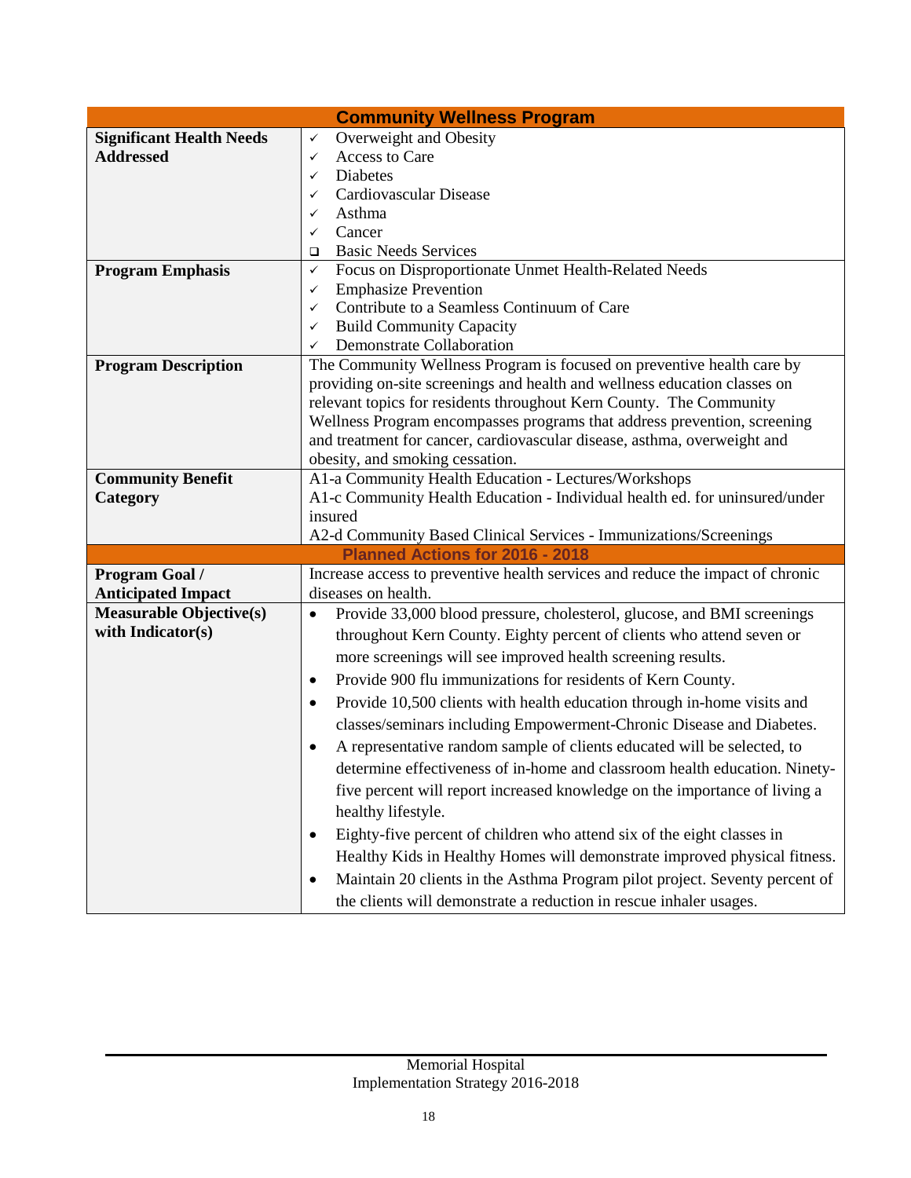| Community Wellness Program | |
|---|---|
| **Significant Health Needs Addressed** | ✓ Overweight and Obesity<br>✓ Access to Care<br>✓ Diabetes<br>✓ Cardiovascular Disease<br>✓ Asthma<br>✓ Cancer<br>❑ Basic Needs Services |
| **Program Emphasis** | ✓ Focus on Disproportionate Unmet Health-Related Needs<br>✓ Emphasize Prevention<br>✓ Contribute to a Seamless Continuum of Care<br>✓ Build Community Capacity<br>✓ Demonstrate Collaboration |
| **Program Description** | The Community Wellness Program is focused on preventive health care by providing on-site screenings and health and wellness education classes on relevant topics for residents throughout Kern County. The Community Wellness Program encompasses programs that address prevention, screening and treatment for cancer, cardiovascular disease, asthma, overweight and obesity, and smoking cessation. |
| **Community Benefit Category** | A1-a Community Health Education - Lectures/Workshops<br>A1-c Community Health Education - Individual health ed. for uninsured/under insured<br>A2-d Community Based Clinical Services - Immunizations/Screenings |
| **Planned Actions for 2016 - 2018** | |
| **Program Goal / Anticipated Impact** | Increase access to preventive health services and reduce the impact of chronic diseases on health. |
| **Measurable Objective(s) with Indicator(s)** | • Provide 33,000 blood pressure, cholesterol, glucose, and BMI screenings throughout Kern County. Eighty percent of clients who attend seven or more screenings will see improved health screening results.<br>• Provide 900 flu immunizations for residents of Kern County.<br>• Provide 10,500 clients with health education through in-home visits and classes/seminars including Empowerment-Chronic Disease and Diabetes.<br>• A representative random sample of clients educated will be selected, to determine effectiveness of in-home and classroom health education. Ninety-five percent will report increased knowledge on the importance of living a healthy lifestyle.<br>• Eighty-five percent of children who attend six of the eight classes in Healthy Kids in Healthy Homes will demonstrate improved physical fitness.<br>• Maintain 20 clients in the Asthma Program pilot project. Seventy percent of the clients will demonstrate a reduction in rescue inhaler usages. |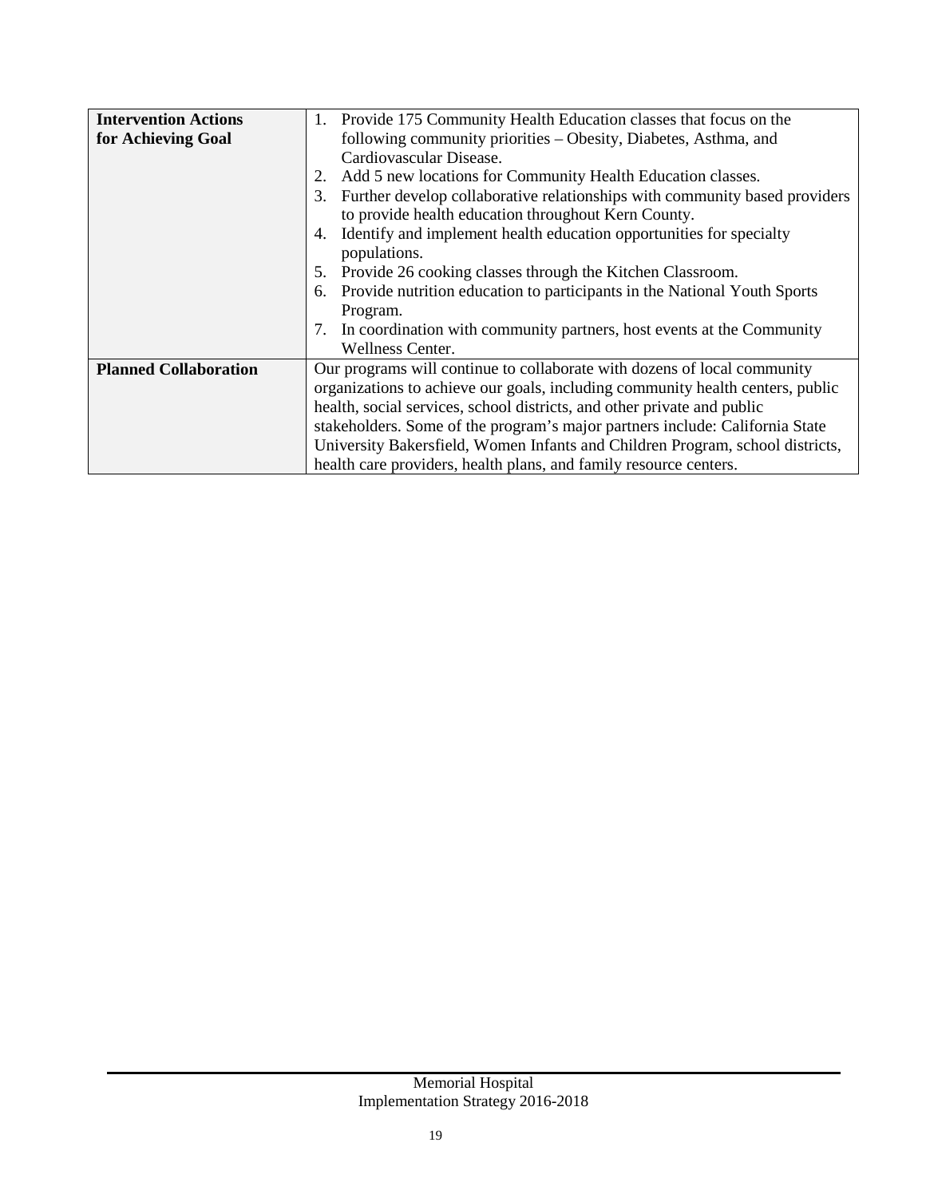| **Intervention Actions for Achieving Goal** | 1. Provide 175 Community Health Education classes that focus on the following community priorities – Obesity, Diabetes, Asthma, and Cardiovascular Disease.<br>2. Add 5 new locations for Community Health Education classes.<br>3. Further develop collaborative relationships with community based providers to provide health education throughout Kern County.<br>4. Identify and implement health education opportunities for specialty populations.<br>5. Provide 26 cooking classes through the Kitchen Classroom.<br>6. Provide nutrition education to participants in the National Youth Sports Program.<br>7. In coordination with community partners, host events at the Community Wellness Center. |
|---|---|
| **Planned Collaboration** | Our programs will continue to collaborate with dozens of local community organizations to achieve our goals, including community health centers, public health, social services, school districts, and other private and public stakeholders. Some of the program's major partners include: California State University Bakersfield, Women Infants and Children Program, school districts, health care providers, health plans, and family resource centers. |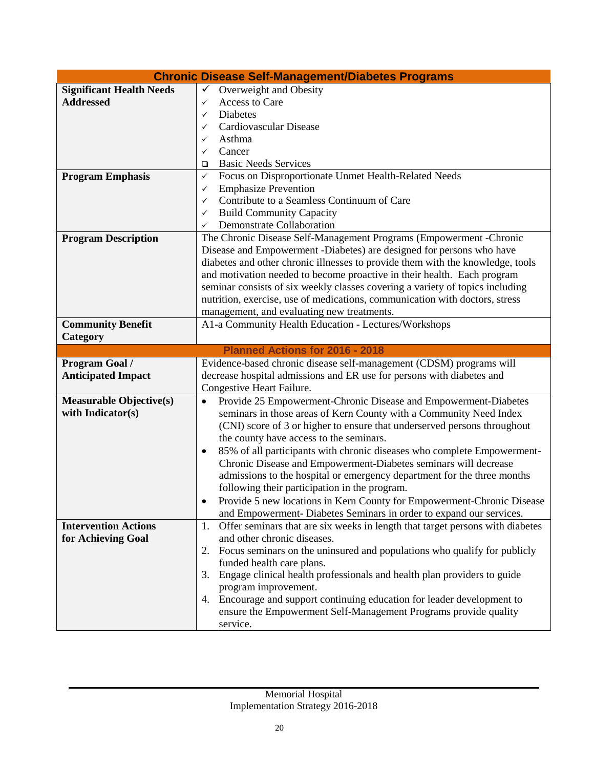| Chronic Disease Self-Management/Diabetes Programs | |
|---|---|
| **Significant Health Needs Addressed** | ✓ Overweight and Obesity<br>✓ Access to Care<br>✓ Diabetes<br>✓ Cardiovascular Disease<br>✓ Asthma<br>✓ Cancer<br>❑ Basic Needs Services |
| **Program Emphasis** | ✓ Focus on Disproportionate Unmet Health-Related Needs<br>✓ Emphasize Prevention<br>✓ Contribute to a Seamless Continuum of Care<br>✓ Build Community Capacity<br>✓ Demonstrate Collaboration |
| **Program Description** | The Chronic Disease Self-Management Programs (Empowerment -Chronic Disease and Empowerment -Diabetes) are designed for persons who have diabetes and other chronic illnesses to provide them with the knowledge, tools and motivation needed to become proactive in their health. Each program seminar consists of six weekly classes covering a variety of topics including nutrition, exercise, use of medications, communication with doctors, stress management, and evaluating new treatments. |
| **Community Benefit Category** | A1-a Community Health Education - Lectures/Workshops |
| **Planned Actions for 2016 - 2018** | |
| **Program Goal / Anticipated Impact** | Evidence-based chronic disease self-management (CDSM) programs will decrease hospital admissions and ER use for persons with diabetes and Congestive Heart Failure. |
| **Measurable Objective(s) with Indicator(s)** | • Provide 25 Empowerment-Chronic Disease and Empowerment-Diabetes seminars in those areas of Kern County with a Community Need Index (CNI) score of 3 or higher to ensure that underserved persons throughout the county have access to the seminars.<br>• 85% of all participants with chronic diseases who complete Empowerment-Chronic Disease and Empowerment-Diabetes seminars will decrease admissions to the hospital or emergency department for the three months following their participation in the program.<br>• Provide 5 new locations in Kern County for Empowerment-Chronic Disease and Empowerment- Diabetes Seminars in order to expand our services. |
| **Intervention Actions for Achieving Goal** | 1. Offer seminars that are six weeks in length that target persons with diabetes and other chronic diseases.<br>2. Focus seminars on the uninsured and populations who qualify for publicly funded health care plans.<br>3. Engage clinical health professionals and health plan providers to guide program improvement.<br>4. Encourage and support continuing education for leader development to ensure the Empowerment Self-Management Programs provide quality service. |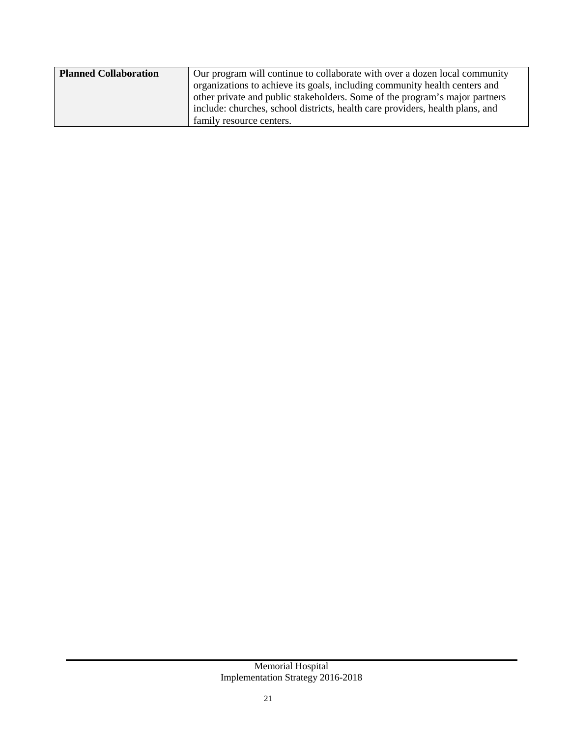| **Planned Collaboration** | Our program will continue to collaborate with over a dozen local community organizations to achieve its goals, including community health centers and other private and public stakeholders. Some of the program's major partners include: churches, school districts, health care providers, health plans, and family resource centers. |
|---|---|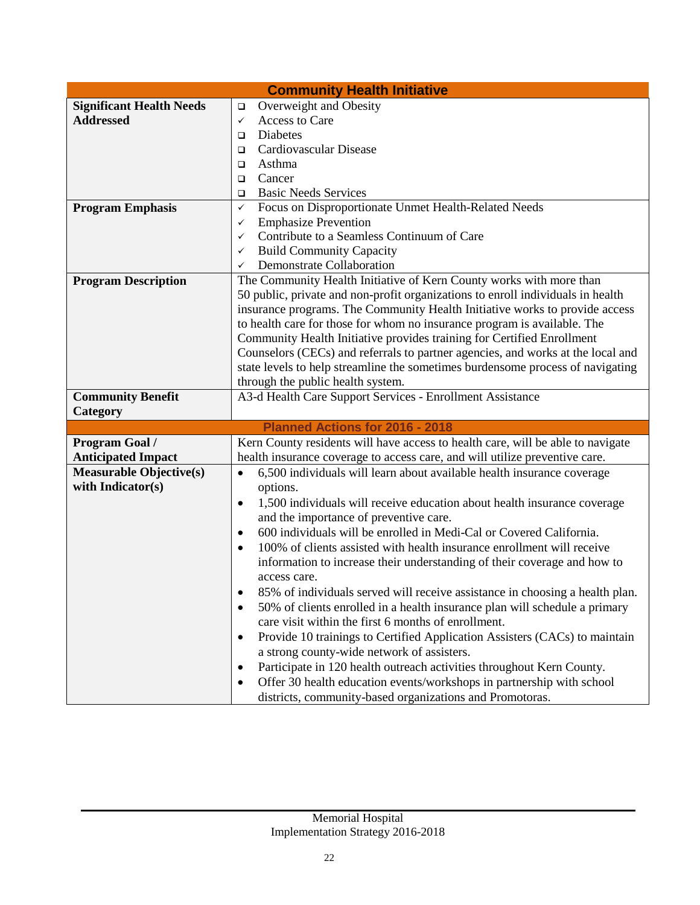| Community Health Initiative | |
|---|---|
| **Significant Health Needs Addressed** | ❑ Overweight and Obesity<br>✓ Access to Care<br>❑ Diabetes<br>❑ Cardiovascular Disease<br>❑ Asthma<br>❑ Cancer<br>❑ Basic Needs Services |
| **Program Emphasis** | ✓ Focus on Disproportionate Unmet Health-Related Needs<br>✓ Emphasize Prevention<br>✓ Contribute to a Seamless Continuum of Care<br>✓ Build Community Capacity<br>✓ Demonstrate Collaboration |
| **Program Description** | The Community Health Initiative of Kern County works with more than 50 public, private and non-profit organizations to enroll individuals in health insurance programs. The Community Health Initiative works to provide access to health care for those for whom no insurance program is available. The Community Health Initiative provides training for Certified Enrollment Counselors (CECs) and referrals to partner agencies, and works at the local and state levels to help streamline the sometimes burdensome process of navigating through the public health system. |
| **Community Benefit Category** | A3-d Health Care Support Services - Enrollment Assistance |
| **Planned Actions for 2016 - 2018** | |
| **Program Goal / Anticipated Impact** | Kern County residents will have access to health care, will be able to navigate health insurance coverage to access care, and will utilize preventive care. |
| **Measurable Objective(s) with Indicator(s)** | • 6,500 individuals will learn about available health insurance coverage options.<br>• 1,500 individuals will receive education about health insurance coverage and the importance of preventive care.<br>• 600 individuals will be enrolled in Medi-Cal or Covered California.<br>• 100% of clients assisted with health insurance enrollment will receive information to increase their understanding of their coverage and how to access care.<br>• 85% of individuals served will receive assistance in choosing a health plan.<br>• 50% of clients enrolled in a health insurance plan will schedule a primary care visit within the first 6 months of enrollment.<br>• Provide 10 trainings to Certified Application Assisters (CACs) to maintain a strong county-wide network of assisters.<br>• Participate in 120 health outreach activities throughout Kern County.<br>• Offer 30 health education events/workshops in partnership with school districts, community-based organizations and Promotoras. |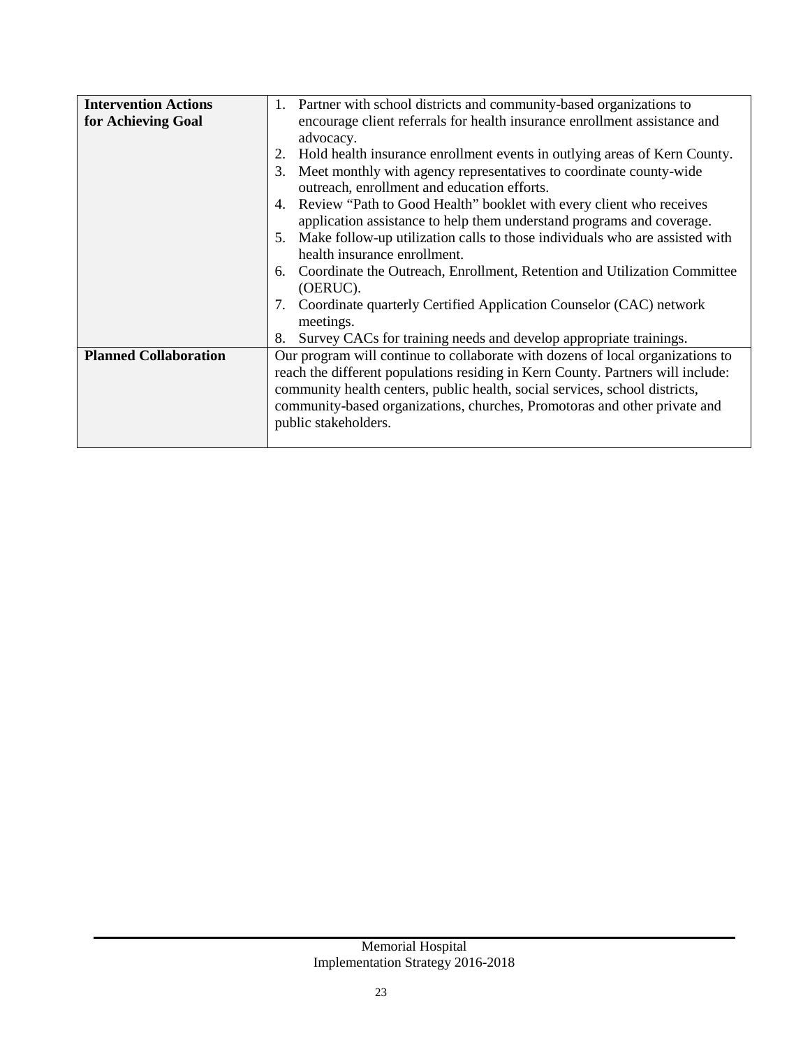| | |
|---|---|
| **Intervention Actions for Achieving Goal** | 1. Partner with school districts and community-based organizations to encourage client referrals for health insurance enrollment assistance and advocacy.<br>2. Hold health insurance enrollment events in outlying areas of Kern County.<br>3. Meet monthly with agency representatives to coordinate county-wide outreach, enrollment and education efforts.<br>4. Review "Path to Good Health" booklet with every client who receives application assistance to help them understand programs and coverage.<br>5. Make follow-up utilization calls to those individuals who are assisted with health insurance enrollment.<br>6. Coordinate the Outreach, Enrollment, Retention and Utilization Committee (OERUC).<br>7. Coordinate quarterly Certified Application Counselor (CAC) network meetings.<br>8. Survey CACs for training needs and develop appropriate trainings. |
| **Planned Collaboration** | Our program will continue to collaborate with dozens of local organizations to reach the different populations residing in Kern County. Partners will include: community health centers, public health, social services, school districts, community-based organizations, churches, Promotoras and other private and public stakeholders. |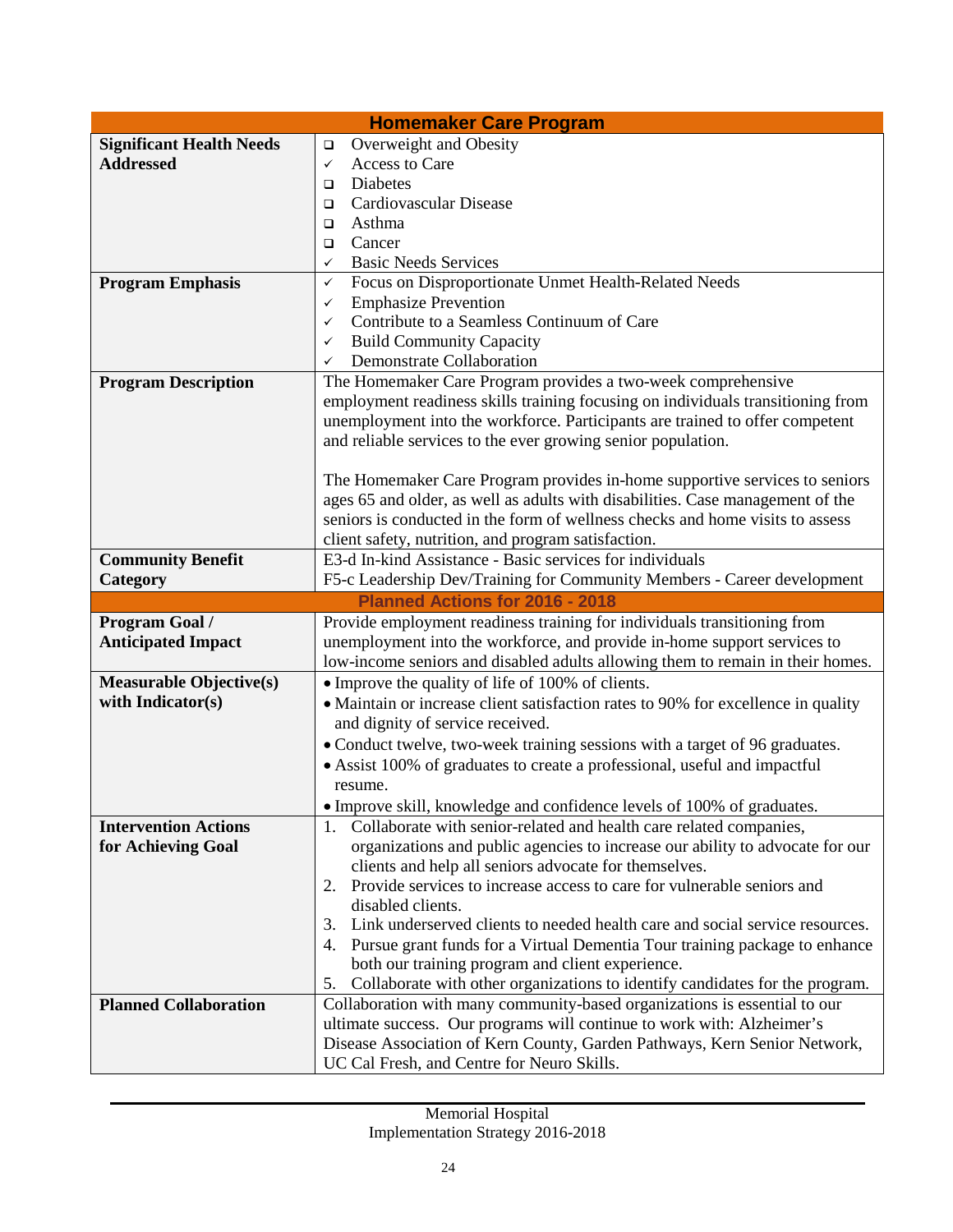| Homemaker Care Program | |
|---|---|
| **Significant Health Needs Addressed** | ❑ Overweight and Obesity<br>✓ Access to Care<br>❑ Diabetes<br>❑ Cardiovascular Disease<br>❑ Asthma<br>❑ Cancer<br>✓ Basic Needs Services |
| **Program Emphasis** | ✓ Focus on Disproportionate Unmet Health-Related Needs<br>✓ Emphasize Prevention<br>✓ Contribute to a Seamless Continuum of Care<br>✓ Build Community Capacity<br>✓ Demonstrate Collaboration |
| **Program Description** | The Homemaker Care Program provides a two-week comprehensive employment readiness skills training focusing on individuals transitioning from unemployment into the workforce. Participants are trained to offer competent and reliable services to the ever growing senior population.<br><br>The Homemaker Care Program provides in-home supportive services to seniors ages 65 and older, as well as adults with disabilities. Case management of the seniors is conducted in the form of wellness checks and home visits to assess client safety, nutrition, and program satisfaction. |
| **Community Benefit Category** | E3-d In-kind Assistance - Basic services for individuals<br>F5-c Leadership Dev/Training for Community Members - Career development |
| **Planned Actions for 2016 - 2018** | |
| **Program Goal / Anticipated Impact** | Provide employment readiness training for individuals transitioning from unemployment into the workforce, and provide in-home support services to low-income seniors and disabled adults allowing them to remain in their homes. |
| **Measurable Objective(s) with Indicator(s)** | • Improve the quality of life of 100% of clients.<br>• Maintain or increase client satisfaction rates to 90% for excellence in quality and dignity of service received.<br>• Conduct twelve, two-week training sessions with a target of 96 graduates.<br>• Assist 100% of graduates to create a professional, useful and impactful resume.<br>• Improve skill, knowledge and confidence levels of 100% of graduates. |
| **Intervention Actions for Achieving Goal** | 1. Collaborate with senior-related and health care related companies, organizations and public agencies to increase our ability to advocate for our clients and help all seniors advocate for themselves.<br>2. Provide services to increase access to care for vulnerable seniors and disabled clients.<br>3. Link underserved clients to needed health care and social service resources.<br>4. Pursue grant funds for a Virtual Dementia Tour training package to enhance both our training program and client experience.<br>5. Collaborate with other organizations to identify candidates for the program. |
| **Planned Collaboration** | Collaboration with many community-based organizations is essential to our ultimate success. Our programs will continue to work with: Alzheimer's Disease Association of Kern County, Garden Pathways, Kern Senior Network, UC Cal Fresh, and Centre for Neuro Skills. |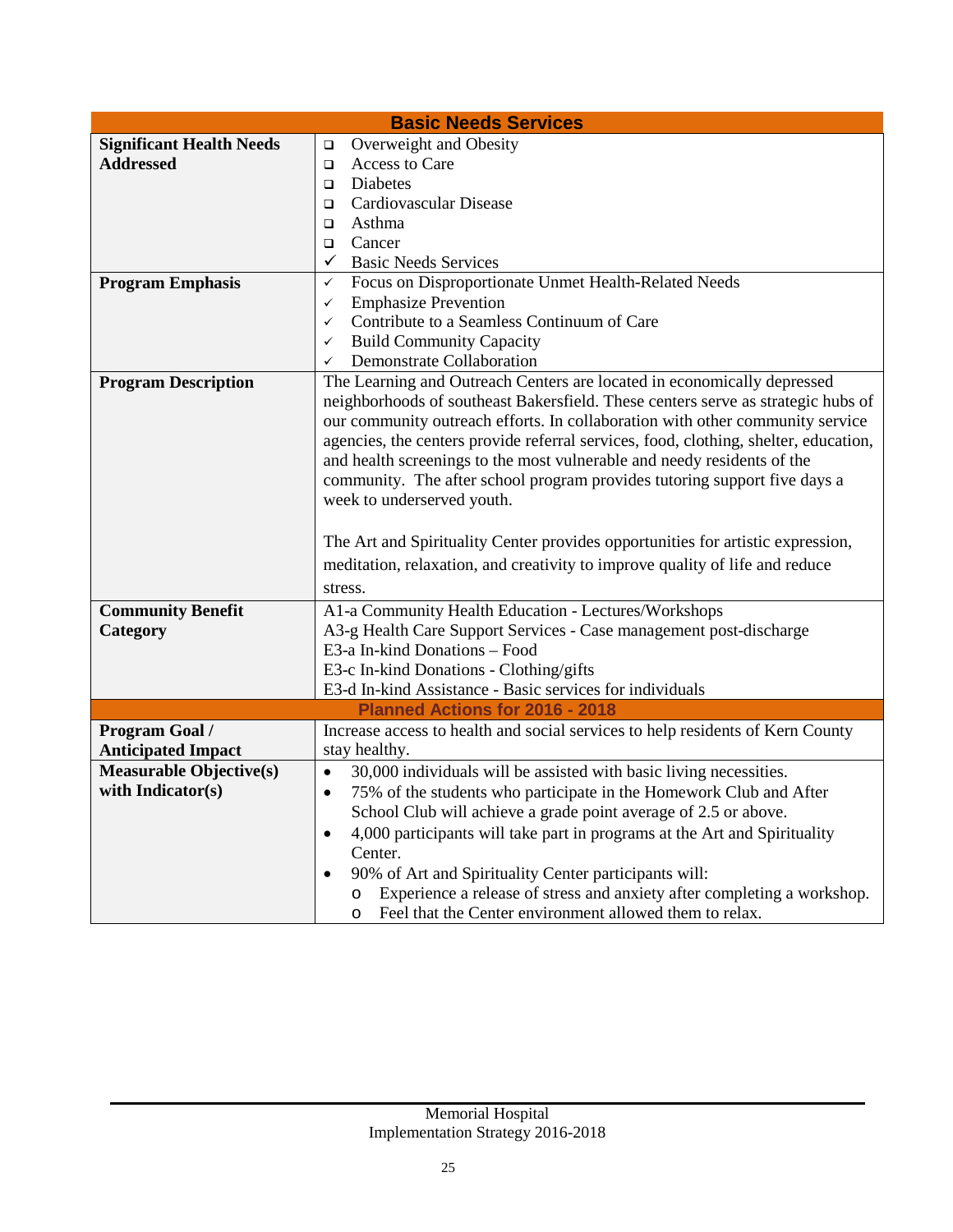| Basic Needs Services | |
|---|---|
| **Significant Health Needs Addressed** | ❑ Overweight and Obesity<br>❑ Access to Care<br>❑ Diabetes<br>❑ Cardiovascular Disease<br>❑ Asthma<br>❑ Cancer<br>✓ Basic Needs Services |
| **Program Emphasis** | ✓ Focus on Disproportionate Unmet Health-Related Needs<br>✓ Emphasize Prevention<br>✓ Contribute to a Seamless Continuum of Care<br>✓ Build Community Capacity<br>✓ Demonstrate Collaboration |
| **Program Description** | The Learning and Outreach Centers are located in economically depressed neighborhoods of southeast Bakersfield. These centers serve as strategic hubs of our community outreach efforts. In collaboration with other community service agencies, the centers provide referral services, food, clothing, shelter, education, and health screenings to the most vulnerable and needy residents of the community. The after school program provides tutoring support five days a week to underserved youth.<br><br>The Art and Spirituality Center provides opportunities for artistic expression, meditation, relaxation, and creativity to improve quality of life and reduce stress. |
| **Community Benefit Category** | A1-a Community Health Education - Lectures/Workshops<br>A3-g Health Care Support Services - Case management post-discharge<br>E3-a In-kind Donations – Food<br>E3-c In-kind Donations - Clothing/gifts<br>E3-d In-kind Assistance - Basic services for individuals |
| **Planned Actions for 2016 - 2018** | |
| **Program Goal / Anticipated Impact** | Increase access to health and social services to help residents of Kern County stay healthy. |
| **Measurable Objective(s) with Indicator(s)** | • 30,000 individuals will be assisted with basic living necessities.<br>• 75% of the students who participate in the Homework Club and After School Club will achieve a grade point average of 2.5 or above.<br>• 4,000 participants will take part in programs at the Art and Spirituality Center.<br>• 90% of Art and Spirituality Center participants will:<br>&nbsp;&nbsp;&nbsp;&nbsp;o Experience a release of stress and anxiety after completing a workshop.<br>&nbsp;&nbsp;&nbsp;&nbsp;o Feel that the Center environment allowed them to relax. |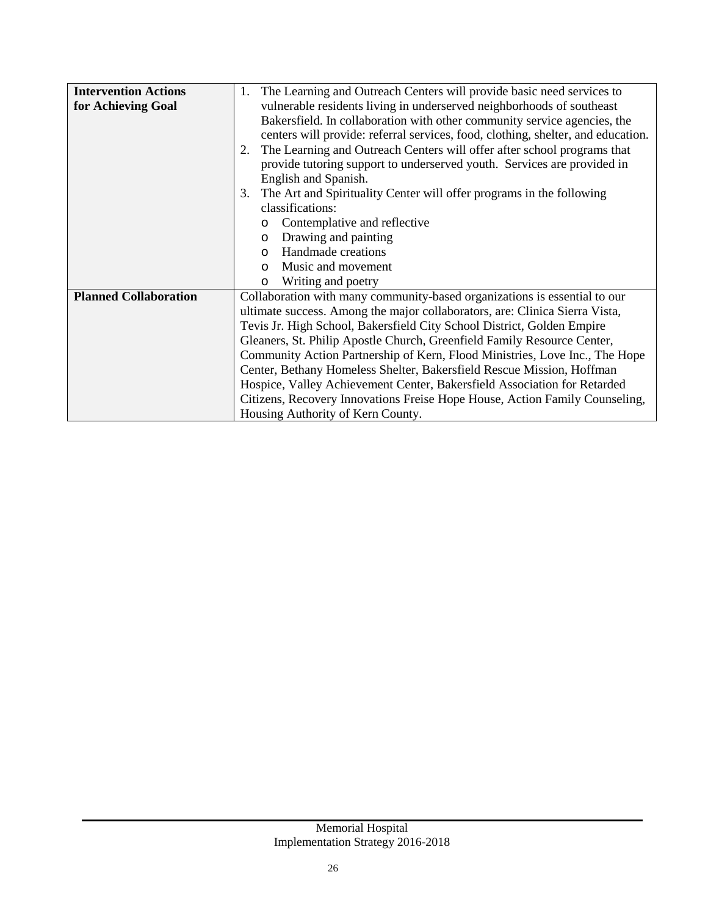| **Intervention Actions for Achieving Goal** | 1. The Learning and Outreach Centers will provide basic need services to vulnerable residents living in underserved neighborhoods of southeast Bakersfield. In collaboration with other community service agencies, the centers will provide: referral services, food, clothing, shelter, and education.<br>2. The Learning and Outreach Centers will offer after school programs that provide tutoring support to underserved youth. Services are provided in English and Spanish.<br>3. The Art and Spirituality Center will offer programs in the following classifications:<br>o Contemplative and reflective<br>o Drawing and painting<br>o Handmade creations<br>o Music and movement<br>o Writing and poetry |
|---|---|
| **Planned Collaboration** | Collaboration with many community-based organizations is essential to our ultimate success. Among the major collaborators, are: Clinica Sierra Vista, Tevis Jr. High School, Bakersfield City School District, Golden Empire Gleaners, St. Philip Apostle Church, Greenfield Family Resource Center, Community Action Partnership of Kern, Flood Ministries, Love Inc., The Hope Center, Bethany Homeless Shelter, Bakersfield Rescue Mission, Hoffman Hospice, Valley Achievement Center, Bakersfield Association for Retarded Citizens, Recovery Innovations Freise Hope House, Action Family Counseling, Housing Authority of Kern County. |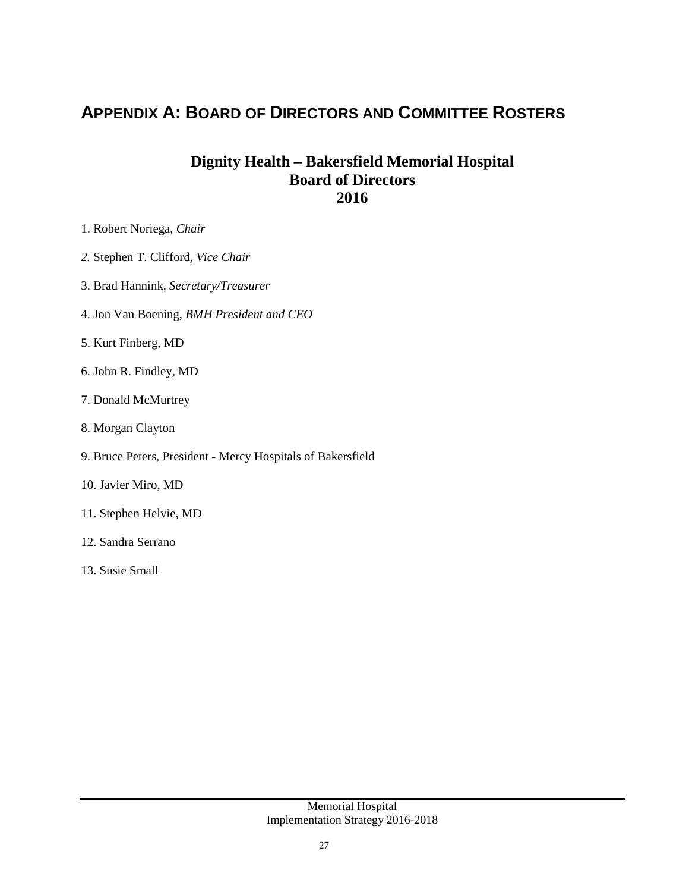# APPENDIX A: BOARD OF DIRECTORS AND COMMITTEE ROSTERS

### Dignity Health – Bakersfield Memorial Hospital
### Board of Directors
### 2016

1. Robert Noriega, *Chair*
2. Stephen T. Clifford, *Vice Chair*
3. Brad Hannink, *Secretary/Treasurer*
4. Jon Van Boening, *BMH President and CEO*
5. Kurt Finberg, MD
6. John R. Findley, MD
7. Donald McMurtrey
8. Morgan Clayton
9. Bruce Peters, President - Mercy Hospitals of Bakersfield
10. Javier Miro, MD
11. Stephen Helvie, MD
12. Sandra Serrano
13. Susie Small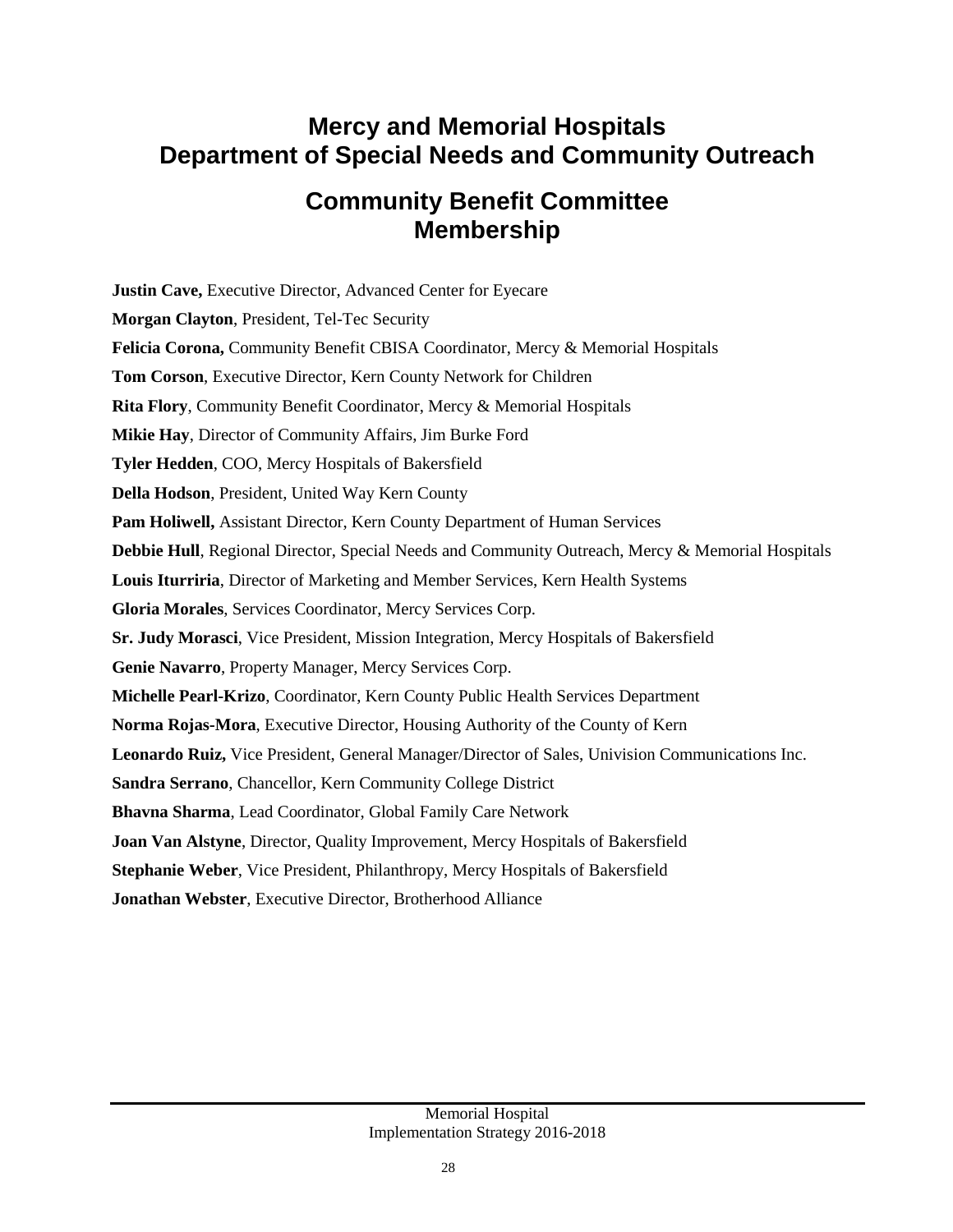# Mercy and Memorial Hospitals
# Department of Special Needs and Community Outreach

## Community Benefit Committee Membership

**Justin Cave,** Executive Director, Advanced Center for Eyecare

**Morgan Clayton**, President, Tel-Tec Security

**Felicia Corona,** Community Benefit CBISA Coordinator, Mercy & Memorial Hospitals

**Tom Corson**, Executive Director, Kern County Network for Children

**Rita Flory**, Community Benefit Coordinator, Mercy & Memorial Hospitals

**Mikie Hay**, Director of Community Affairs, Jim Burke Ford

**Tyler Hedden**, COO, Mercy Hospitals of Bakersfield

**Della Hodson**, President, United Way Kern County

**Pam Holiwell,** Assistant Director, Kern County Department of Human Services

**Debbie Hull**, Regional Director, Special Needs and Community Outreach, Mercy & Memorial Hospitals

**Louis Iturriria**, Director of Marketing and Member Services, Kern Health Systems

**Gloria Morales**, Services Coordinator, Mercy Services Corp.

**Sr. Judy Morasci**, Vice President, Mission Integration, Mercy Hospitals of Bakersfield

**Genie Navarro**, Property Manager, Mercy Services Corp.

**Michelle Pearl-Krizo**, Coordinator, Kern County Public Health Services Department

**Norma Rojas-Mora**, Executive Director, Housing Authority of the County of Kern

**Leonardo Ruiz,** Vice President, General Manager/Director of Sales, Univision Communications Inc.

**Sandra Serrano**, Chancellor, Kern Community College District

**Bhavna Sharma**, Lead Coordinator, Global Family Care Network

**Joan Van Alstyne**, Director, Quality Improvement, Mercy Hospitals of Bakersfield

**Stephanie Weber**, Vice President, Philanthropy, Mercy Hospitals of Bakersfield

**Jonathan Webster**, Executive Director, Brotherhood Alliance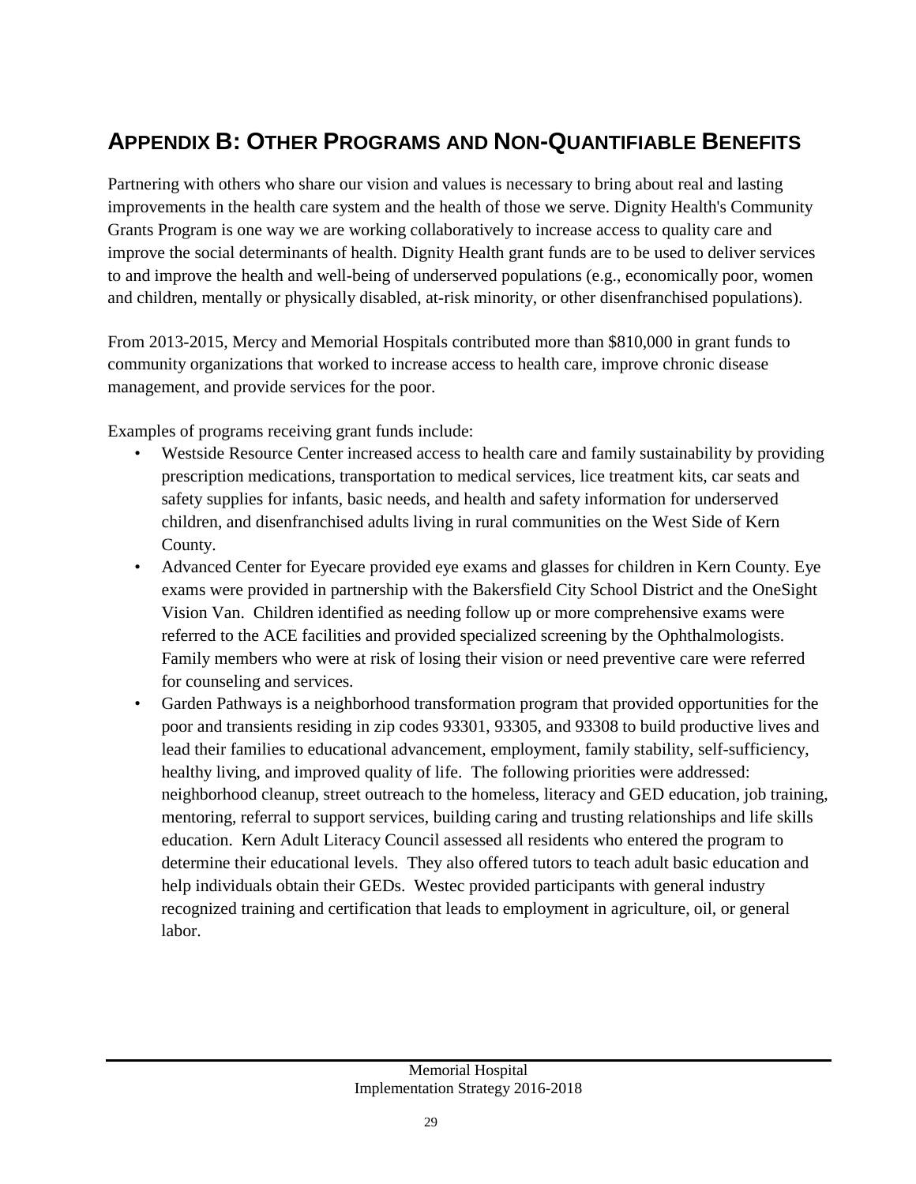# APPENDIX B: OTHER PROGRAMS AND NON-QUANTIFIABLE BENEFITS

Partnering with others who share our vision and values is necessary to bring about real and lasting improvements in the health care system and the health of those we serve. Dignity Health's Community Grants Program is one way we are working collaboratively to increase access to quality care and improve the social determinants of health. Dignity Health grant funds are to be used to deliver services to and improve the health and well-being of underserved populations (e.g., economically poor, women and children, mentally or physically disabled, at-risk minority, or other disenfranchised populations).

From 2013-2015, Mercy and Memorial Hospitals contributed more than $810,000 in grant funds to community organizations that worked to increase access to health care, improve chronic disease management, and provide services for the poor.

Examples of programs receiving grant funds include:

- Westside Resource Center increased access to health care and family sustainability by providing prescription medications, transportation to medical services, lice treatment kits, car seats and safety supplies for infants, basic needs, and health and safety information for underserved children, and disenfranchised adults living in rural communities on the West Side of Kern County.
- Advanced Center for Eyecare provided eye exams and glasses for children in Kern County. Eye exams were provided in partnership with the Bakersfield City School District and the OneSight Vision Van. Children identified as needing follow up or more comprehensive exams were referred to the ACE facilities and provided specialized screening by the Ophthalmologists. Family members who were at risk of losing their vision or need preventive care were referred for counseling and services.
- Garden Pathways is a neighborhood transformation program that provided opportunities for the poor and transients residing in zip codes 93301, 93305, and 93308 to build productive lives and lead their families to educational advancement, employment, family stability, self-sufficiency, healthy living, and improved quality of life. The following priorities were addressed: neighborhood cleanup, street outreach to the homeless, literacy and GED education, job training, mentoring, referral to support services, building caring and trusting relationships and life skills education. Kern Adult Literacy Council assessed all residents who entered the program to determine their educational levels. They also offered tutors to teach adult basic education and help individuals obtain their GEDs. Westec provided participants with general industry recognized training and certification that leads to employment in agriculture, oil, or general labor.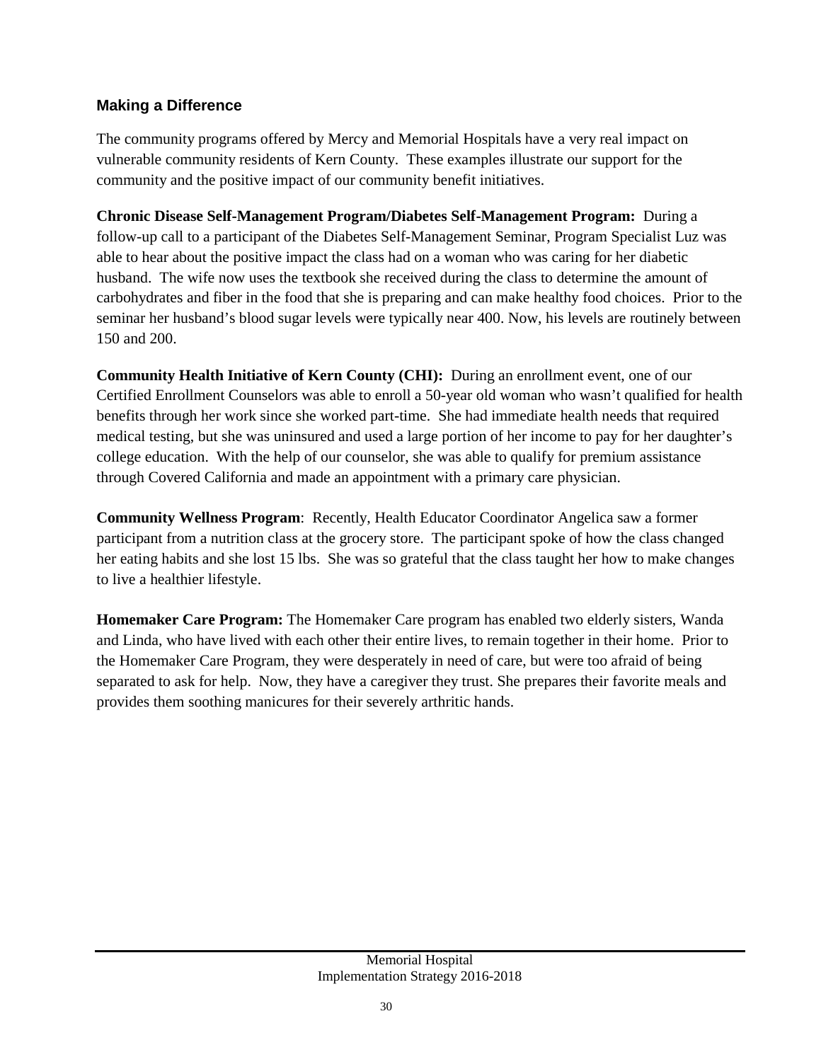## Making a Difference

The community programs offered by Mercy and Memorial Hospitals have a very real impact on vulnerable community residents of Kern County. These examples illustrate our support for the community and the positive impact of our community benefit initiatives.

**Chronic Disease Self-Management Program/Diabetes Self-Management Program:** During a follow-up call to a participant of the Diabetes Self-Management Seminar, Program Specialist Luz was able to hear about the positive impact the class had on a woman who was caring for her diabetic husband. The wife now uses the textbook she received during the class to determine the amount of carbohydrates and fiber in the food that she is preparing and can make healthy food choices. Prior to the seminar her husband's blood sugar levels were typically near 400. Now, his levels are routinely between 150 and 200.

**Community Health Initiative of Kern County (CHI):** During an enrollment event, one of our Certified Enrollment Counselors was able to enroll a 50-year old woman who wasn't qualified for health benefits through her work since she worked part-time. She had immediate health needs that required medical testing, but she was uninsured and used a large portion of her income to pay for her daughter's college education. With the help of our counselor, she was able to qualify for premium assistance through Covered California and made an appointment with a primary care physician.

**Community Wellness Program**: Recently, Health Educator Coordinator Angelica saw a former participant from a nutrition class at the grocery store. The participant spoke of how the class changed her eating habits and she lost 15 lbs. She was so grateful that the class taught her how to make changes to live a healthier lifestyle.

**Homemaker Care Program:** The Homemaker Care program has enabled two elderly sisters, Wanda and Linda, who have lived with each other their entire lives, to remain together in their home. Prior to the Homemaker Care Program, they were desperately in need of care, but were too afraid of being separated to ask for help. Now, they have a caregiver they trust. She prepares their favorite meals and provides them soothing manicures for their severely arthritic hands.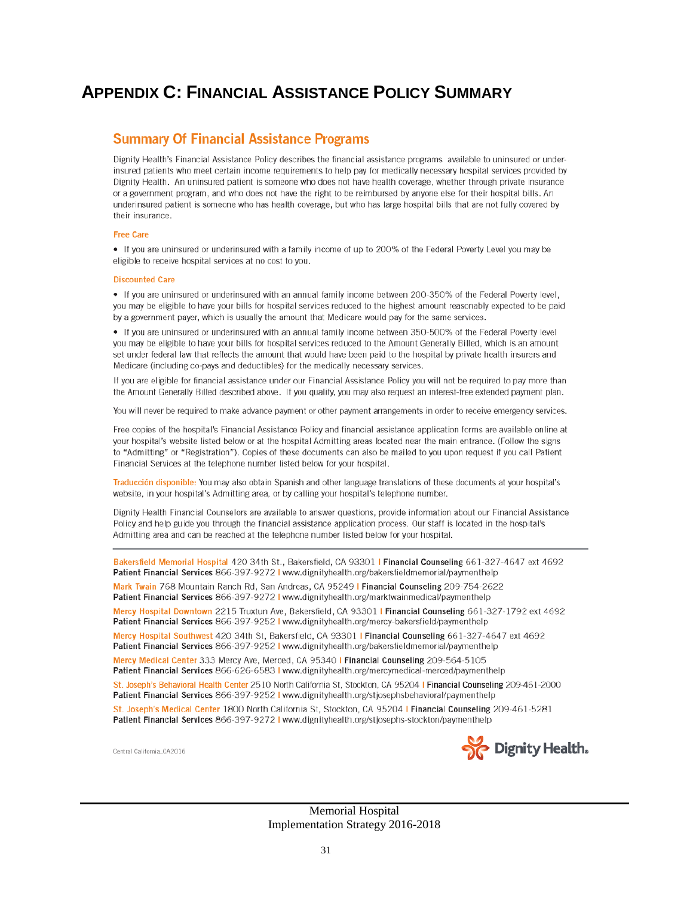# APPENDIX C: FINANCIAL ASSISTANCE POLICY SUMMARY

## Summary Of Financial Assistance Programs

Dignity Health's Financial Assistance Policy describes the financial assistance programs available to uninsured or under-insured patients who meet certain income requirements to help pay for medically necessary hospital services provided by Dignity Health. An uninsured patient is someone who does not have health coverage, whether through private insurance or a government program, and who does not have the right to be reimbursed by anyone else for their hospital bills. An underinsured patient is someone who has health coverage, but who has large hospital bills that are not fully covered by their insurance.

### Free Care

- If you are uninsured or underinsured with a family income of up to 200% of the Federal Poverty Level you may be eligible to receive hospital services at no cost to you.

### Discounted Care

- If you are uninsured or underinsured with an annual family income between 200-350% of the Federal Poverty level, you may be eligible to have your bills for hospital services reduced to the highest amount reasonably expected to be paid by a government payer, which is usually the amount that Medicare would pay for the same services.
- If you are uninsured or underinsured with an annual family income between 350-500% of the Federal Poverty level you may be eligible to have your bills for hospital services reduced to the Amount Generally Billed, which is an amount set under federal law that reflects the amount that would have been paid to the hospital by private health insurers and Medicare (including co-pays and deductibles) for the medically necessary services.

If you are eligible for financial assistance under our Financial Assistance Policy you will not be required to pay more than the Amount Generally Billed described above. If you qualify, you may also request an interest-free extended payment plan.

You will never be required to make advance payment or other payment arrangements in order to receive emergency services.

Free copies of the hospital's Financial Assistance Policy and financial assistance application forms are available online at your hospital's website listed below or at the hospital Admitting areas located near the main entrance. (Follow the signs to "Admitting" or "Registration"). Copies of these documents can also be mailed to you upon request if you call Patient Financial Services at the telephone number listed below for your hospital.

**Traducción disponible:** You may also obtain Spanish and other language translations of these documents at your hospital's website, in your hospital's Admitting area, or by calling your hospital's telephone number.

Dignity Health Financial Counselors are available to answer questions, provide information about our Financial Assistance Policy and help guide you through the financial assistance application process. Our staff is located in the hospital's Admitting area and can be reached at the telephone number listed below for your hospital.

---

Bakersfield Memorial Hospital 420 34th St., Bakersfield, CA 93301 | **Financial Counseling** 661-327-4647 ext 4692
**Patient Financial Services** 866-397-9272 | www.dignityhealth.org/bakersfieldmemorial/paymenthelp

Mark Twain 768 Mountain Ranch Rd, San Andreas, CA 95249 | **Financial Counseling** 209-754-2622
**Patient Financial Services** 866-397-9272 | www.dignityhealth.org/marktwainmedical/paymenthelp

Mercy Hospital Downtown 2215 Truxtun Ave, Bakersfield, CA 93301 | **Financial Counseling** 661-327-1792 ext 4692
**Patient Financial Services** 866-397-9252 | www.dignityhealth.org/mercy-bakersfield/paymenthelp

Mercy Hospital Southwest 420 34th St, Bakersfield, CA 93301 | **Financial Counseling** 661-327-4647 ext 4692
**Patient Financial Services** 866-397-9252 | www.dignityhealth.org/bakersfieldmemorial/paymenthelp

Mercy Medical Center 333 Mercy Ave, Merced, CA 95340 | **Financial Counseling** 209-564-5105
**Patient Financial Services** 866-626-6583 | www.dignityhealth.org/mercymedical-merced/paymenthelp

St. Joseph's Behavioral Health Center 2510 North California St, Stockton, CA 95204 | **Financial Counseling** 209-461-2000
**Patient Financial Services** 866-397-9252 | www.dignityhealth.org/stjosephsbehavioral/paymenthelp

St. Joseph's Medical Center 1800 North California St, Stockton, CA 95204 | **Financial Counseling** 209-461-5281
**Patient Financial Services** 866-397-9272 | www.dignityhealth.org/stjosephs-stockton/paymenthelp

Central California_CA2016

Dignity Health.